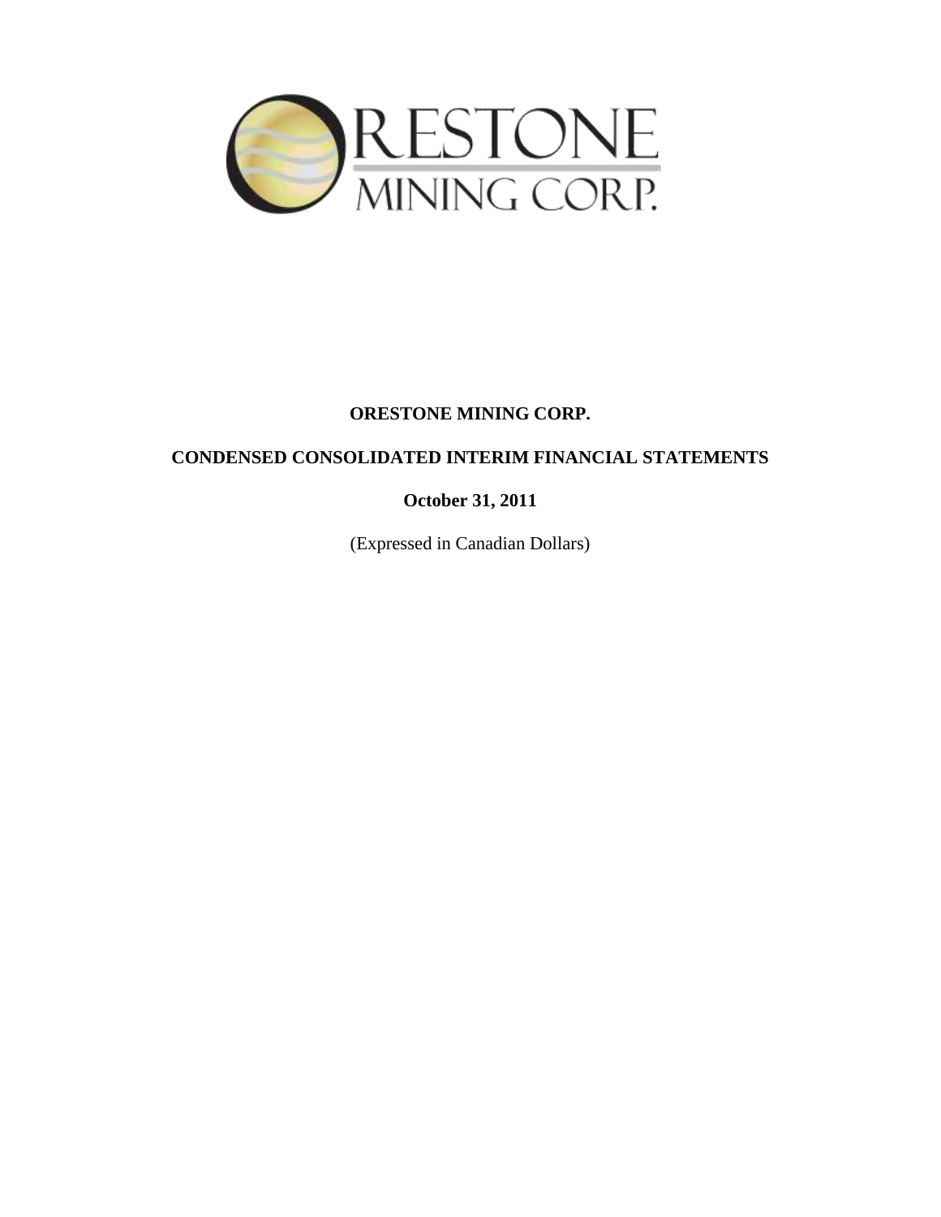**ORESTONE MINING CORP.**

**CONDENSED CONSOLIDATED INTERIM FINANCIAL STATEMENTS**

**October 31, 2011**

(Expressed in Canadian Dollars)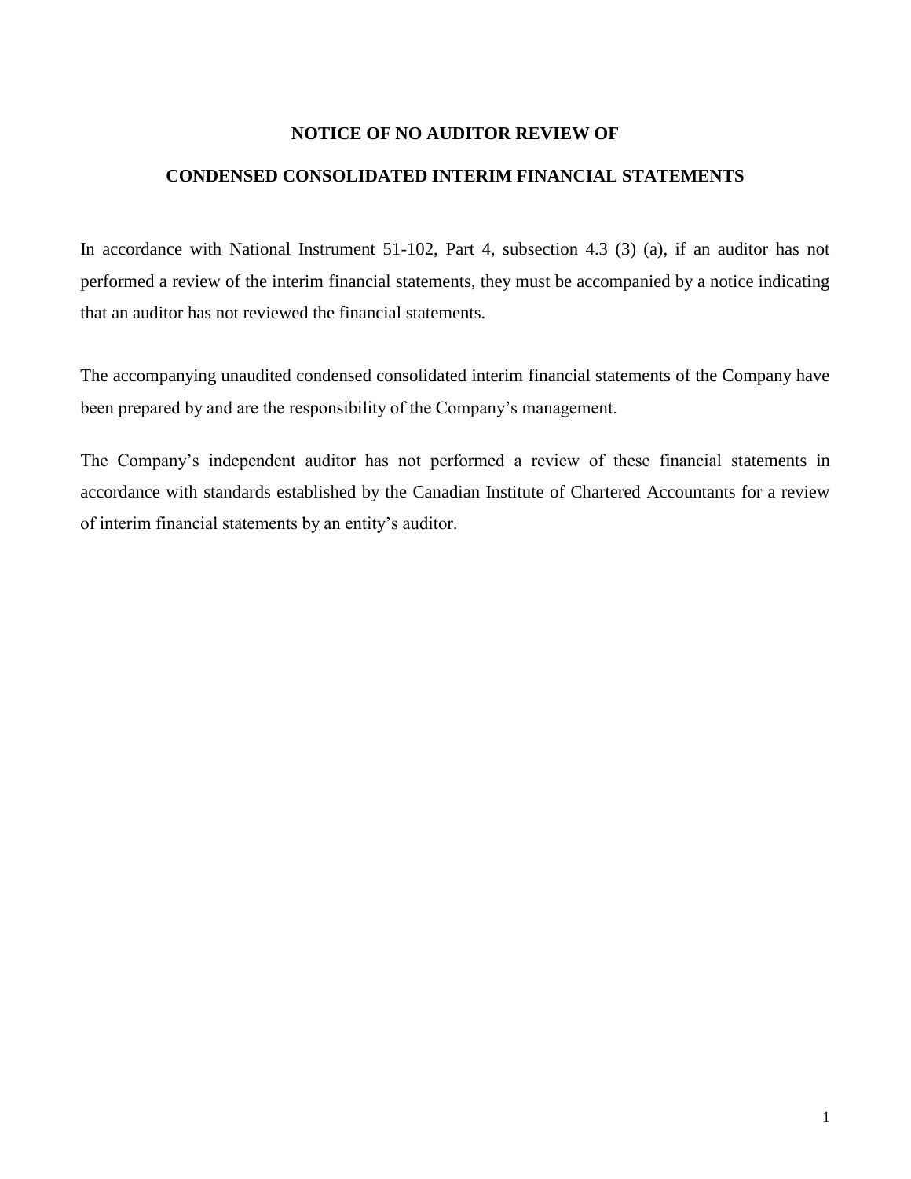# NOTICE OF NO AUDITOR REVIEW OF

# CONDENSED CONSOLIDATED INTERIM FINANCIAL STATEMENTS

In accordance with National Instrument 51-102, Part 4, subsection 4.3 (3) (a), if an auditor has not performed a review of the interim financial statements, they must be accompanied by a notice indicating that an auditor has not reviewed the financial statements.

The accompanying unaudited condensed consolidated interim financial statements of the Company have been prepared by and are the responsibility of the Company's management.

The Company's independent auditor has not performed a review of these financial statements in accordance with standards established by the Canadian Institute of Chartered Accountants for a review of interim financial statements by an entity's auditor.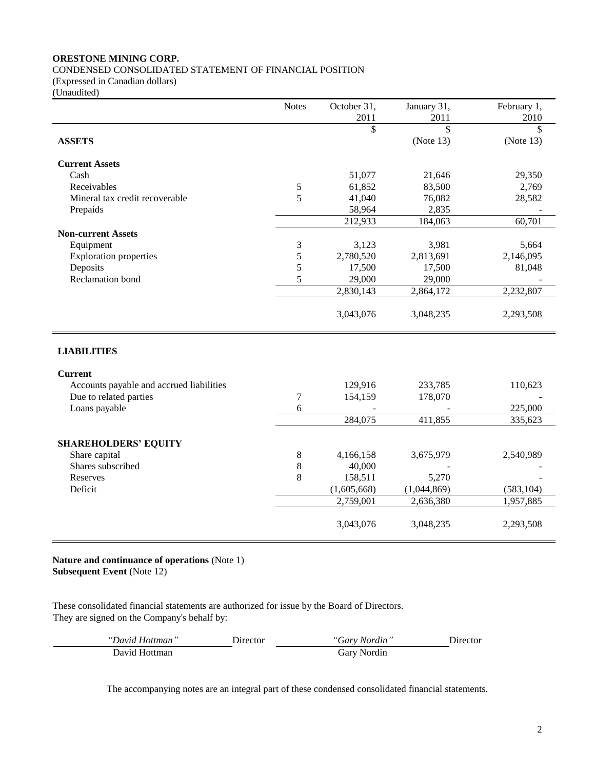**ORESTONE MINING CORP.**

CONDENSED CONSOLIDATED STATEMENT OF FINANCIAL POSITION

(Expressed in Canadian dollars)

(Unaudited)

| | Notes | October 31, 2011 | January 31, 2011 | February 1, 2010 |
|---|---|---|---|---|
| | | $ | $ | $ |
| **ASSETS** | | | (Note 13) | (Note 13) |
| **Current Assets** | | | | |
| Cash | | 51,077 | 21,646 | 29,350 |
| Receivables | 5 | 61,852 | 83,500 | 2,769 |
| Mineral tax credit recoverable | 5 | 41,040 | 76,082 | 28,582 |
| Prepaids | | 58,964 | 2,835 | - |
| | | 212,933 | 184,063 | 60,701 |
| **Non-current Assets** | | | | |
| Equipment | 3 | 3,123 | 3,981 | 5,664 |
| Exploration properties | 5 | 2,780,520 | 2,813,691 | 2,146,095 |
| Deposits | 5 | 17,500 | 17,500 | 81,048 |
| Reclamation bond | 5 | 29,000 | 29,000 | - |
| | | 2,830,143 | 2,864,172 | 2,232,807 |
| | | 3,043,076 | 3,048,235 | 2,293,508 |
| **LIABILITIES** | | | | |
| **Current** | | | | |
| Accounts payable and accrued liabilities | | 129,916 | 233,785 | 110,623 |
| Due to related parties | 7 | 154,159 | 178,070 | - |
| Loans payable | 6 | - | - | 225,000 |
| | | 284,075 | 411,855 | 335,623 |
| **SHAREHOLDERS' EQUITY** | | | | |
| Share capital | 8 | 4,166,158 | 3,675,979 | 2,540,989 |
| Shares subscribed | 8 | 40,000 | - | - |
| Reserves | 8 | 158,511 | 5,270 | - |
| Deficit | | (1,605,668) | (1,044,869) | (583,104) |
| | | 2,759,001 | 2,636,380 | 1,957,885 |
| | | 3,043,076 | 3,048,235 | 2,293,508 |

**Nature and continuance of operations** (Note 1)
**Subsequent Event** (Note 12)

These consolidated financial statements are authorized for issue by the Board of Directors.
They are signed on the Company's behalf by:

| *"David Hottman"* Director | *"Gary Nordin"* Director |
|---|---|
| David Hottman | Gary Nordin |

The accompanying notes are an integral part of these condensed consolidated financial statements.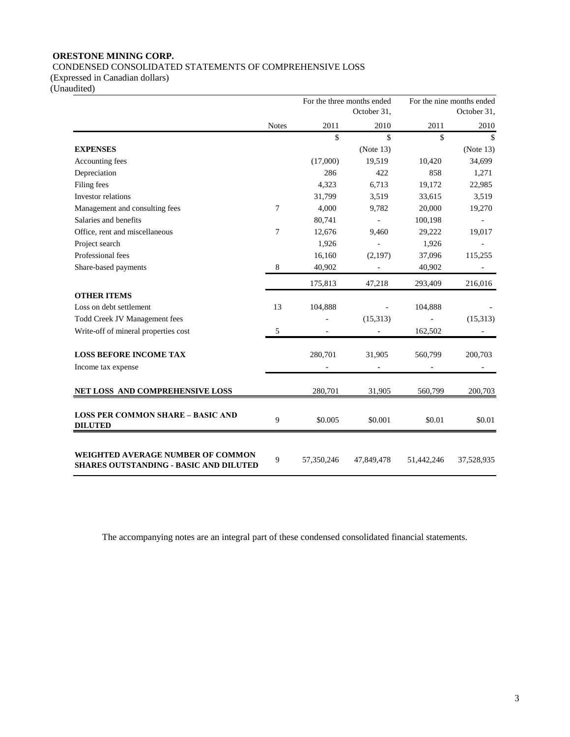**ORESTONE MINING CORP.**

CONDENSED CONSOLIDATED STATEMENTS OF COMPREHENSIVE LOSS

(Expressed in Canadian dollars)

(Unaudited)

| | Notes | For the three months ended October 31, 2011 | 2010 | For the nine months ended October 31, 2011 | 2010 |
|---|---|---|---|---|---|
| | | $ | $ | $ | $ |
| **EXPENSES** | | | (Note 13) | | (Note 13) |
| Accounting fees | | (17,000) | 19,519 | 10,420 | 34,699 |
| Depreciation | | 286 | 422 | 858 | 1,271 |
| Filing fees | | 4,323 | 6,713 | 19,172 | 22,985 |
| Investor relations | | 31,799 | 3,519 | 33,615 | 3,519 |
| Management and consulting fees | 7 | 4,000 | 9,782 | 20,000 | 19,270 |
| Salaries and benefits | | 80,741 | - | 100,198 | - |
| Office, rent and miscellaneous | 7 | 12,676 | 9,460 | 29,222 | 19,017 |
| Project search | | 1,926 | - | 1,926 | - |
| Professional fees | | 16,160 | (2,197) | 37,096 | 115,255 |
| Share-based payments | 8 | 40,902 | - | 40,902 | - |
| | | 175,813 | 47,218 | 293,409 | 216,016 |
| **OTHER ITEMS** | | | | | |
| Loss on debt settlement | 13 | 104,888 | - | 104,888 | - |
| Todd Creek JV Management fees | | - | (15,313) | - | (15,313) |
| Write-off of mineral properties cost | 5 | - | - | 162,502 | - |
| **LOSS BEFORE INCOME TAX** | | 280,701 | 31,905 | 560,799 | 200,703 |
| Income tax expense | | - | - | - | - |
| **NET LOSS AND COMPREHENSIVE LOSS** | | 280,701 | 31,905 | 560,799 | 200,703 |
| **LOSS PER COMMON SHARE – BASIC AND DILUTED** | 9 | $0.005 | $0.001 | $0.01 | $0.01 |
| **WEIGHTED AVERAGE NUMBER OF COMMON SHARES OUTSTANDING - BASIC AND DILUTED** | 9 | 57,350,246 | 47,849,478 | 51,442,246 | 37,528,935 |

The accompanying notes are an integral part of these condensed consolidated financial statements.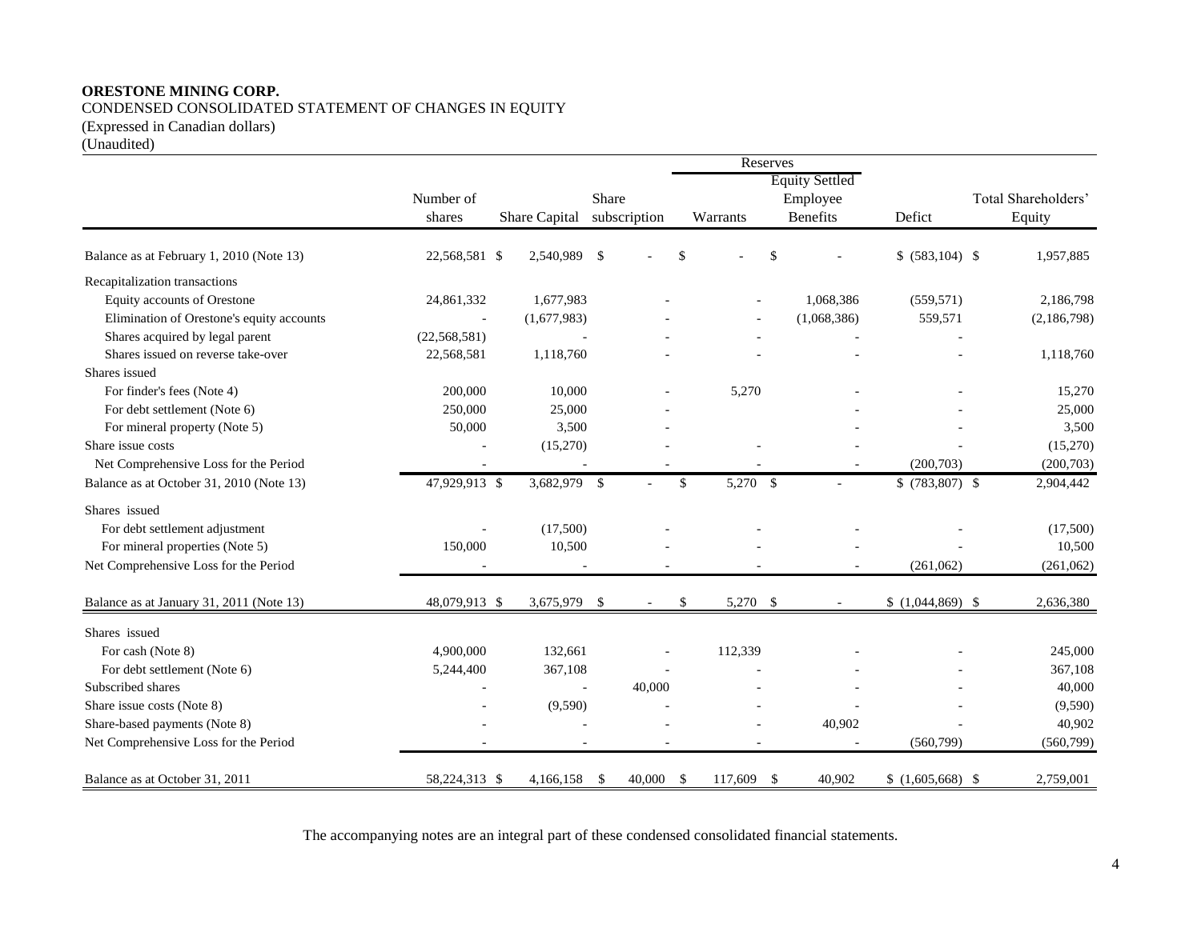**ORESTONE MINING CORP.**

CONDENSED CONSOLIDATED STATEMENT OF CHANGES IN EQUITY

(Expressed in Canadian dollars)

(Unaudited)

| | Number of shares | Share Capital | Share subscription | Reserves - Warrants | Reserves - Equity Settled Employee Benefits | Defict | Total Shareholders' Equity |
|---|---|---|---|---|---|---|---|
| Balance as at February 1, 2010 (Note 13) | 22,568,581 | $ 2,540,989 | $ - | $ - | $ - | $ (583,104) | $ 1,957,885 |
| Recapitalization transactions | | | | | | | |
| Equity accounts of Orestone | 24,861,332 | 1,677,983 | - | - | 1,068,386 | (559,571) | 2,186,798 |
| Elimination of Orestone's equity accounts | - | (1,677,983) | - | - | (1,068,386) | 559,571 | (2,186,798) |
| Shares acquired by legal parent | (22,568,581) | - | - | - | - | - | |
| Shares issued on reverse take-over | 22,568,581 | 1,118,760 | - | - | - | - | 1,118,760 |
| Shares issued | | | | | | | |
| For finder's fees (Note 4) | 200,000 | 10,000 | - | 5,270 | - | - | 15,270 |
| For debt settlement (Note 6) | 250,000 | 25,000 | - | | - | - | 25,000 |
| For mineral property (Note 5) | 50,000 | 3,500 | - | | - | - | 3,500 |
| Share issue costs | - | (15,270) | - | - | - | - | (15,270) |
| Net Comprehensive Loss for the Period | - | - | - | - | - | (200,703) | (200,703) |
| Balance as at October 31, 2010 (Note 13) | 47,929,913 | $ 3,682,979 | $ - | $ 5,270 | $ - | $ (783,807) | $ 2,904,442 |
| Shares issued | | | | | | | |
| For debt settlement adjustment | - | (17,500) | - | - | - | - | (17,500) |
| For mineral properties (Note 5) | 150,000 | 10,500 | - | - | - | - | 10,500 |
| Net Comprehensive Loss for the Period | - | - | - | - | - | (261,062) | (261,062) |
| Balance as at January 31, 2011 (Note 13) | 48,079,913 | $ 3,675,979 | $ - | $ 5,270 | $ - | $ (1,044,869) | $ 2,636,380 |
| Shares issued | | | | | | | |
| For cash (Note 8) | 4,900,000 | 132,661 | - | 112,339 | - | - | 245,000 |
| For debt settlement (Note 6) | 5,244,400 | 367,108 | - | - | - | - | 367,108 |
| Subscribed shares | - | - | 40,000 | - | - | - | 40,000 |
| Share issue costs (Note 8) | - | (9,590) | - | - | - | - | (9,590) |
| Share-based payments (Note 8) | - | - | - | - | 40,902 | - | 40,902 |
| Net Comprehensive Loss for the Period | - | - | - | - | - | (560,799) | (560,799) |
| Balance as at October 31, 2011 | 58,224,313 | $ 4,166,158 | $ 40,000 | $ 117,609 | $ 40,902 | $ (1,605,668) | $ 2,759,001 |

The accompanying notes are an integral part of these condensed consolidated financial statements.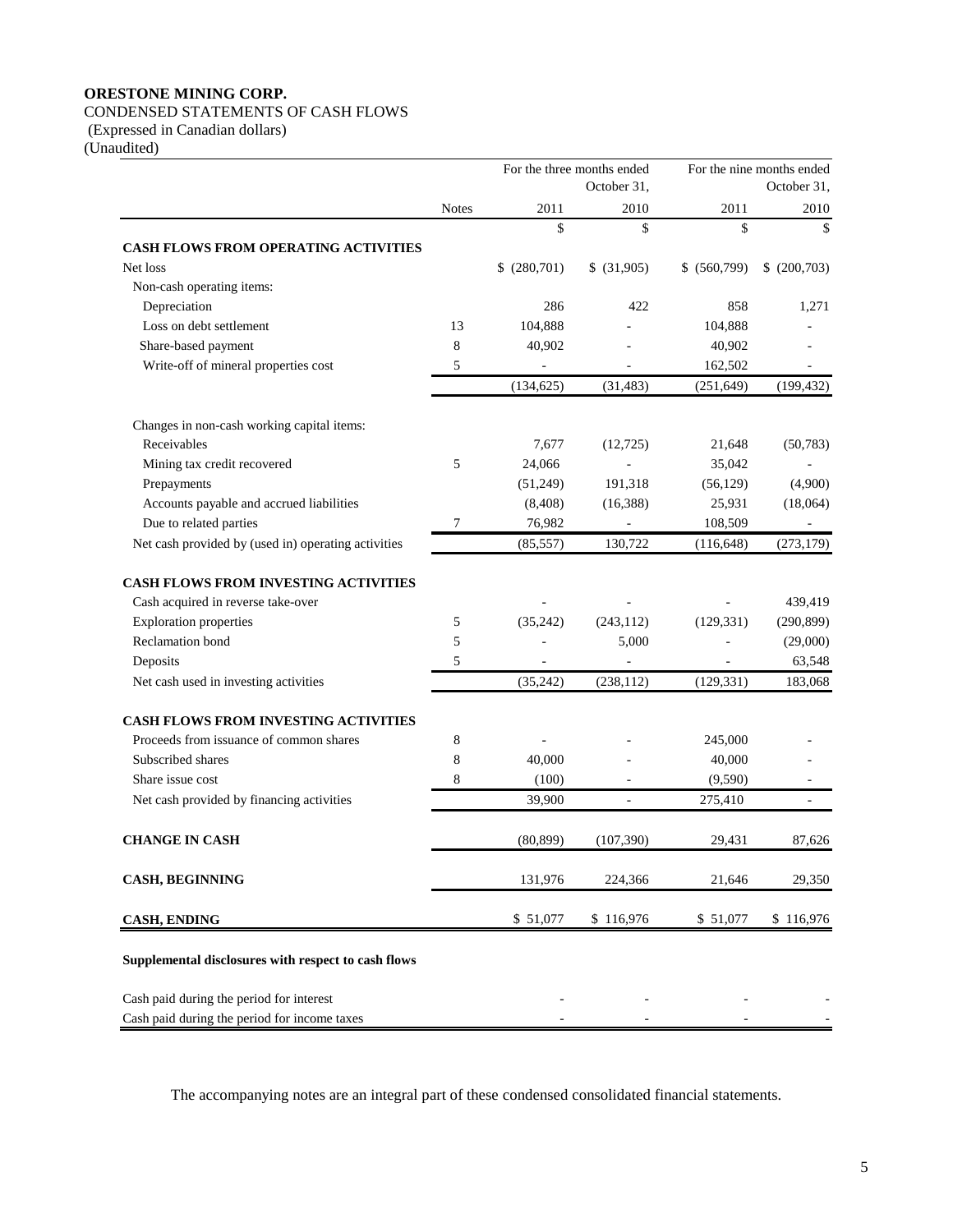**ORESTONE MINING CORP.**

CONDENSED STATEMENTS OF CASH FLOWS

(Expressed in Canadian dollars)

(Unaudited)

| | Notes | For the three months ended October 31, 2011 | 2010 | For the nine months ended October 31, 2011 | 2010 |
|---|---|---|---|---|---|
| | | $ | $ | $ | $ |
| **CASH FLOWS FROM OPERATING ACTIVITIES** | | | | | |
| Net loss | | $ (280,701) | $ (31,905) | $ (560,799) | $ (200,703) |
| Non-cash operating items: | | | | | |
| Depreciation | | 286 | 422 | 858 | 1,271 |
| Loss on debt settlement | 13 | 104,888 | - | 104,888 | - |
| Share-based payment | 8 | 40,902 | - | 40,902 | - |
| Write-off of mineral properties cost | 5 | - | - | 162,502 | - |
| | | (134,625) | (31,483) | (251,649) | (199,432) |
| Changes in non-cash working capital items: | | | | | |
| Receivables | | 7,677 | (12,725) | 21,648 | (50,783) |
| Mining tax credit recovered | 5 | 24,066 | - | 35,042 | - |
| Prepayments | | (51,249) | 191,318 | (56,129) | (4,900) |
| Accounts payable and accrued liabilities | | (8,408) | (16,388) | 25,931 | (18,064) |
| Due to related parties | 7 | 76,982 | - | 108,509 | - |
| Net cash provided by (used in) operating activities | | (85,557) | 130,722 | (116,648) | (273,179) |
| **CASH FLOWS FROM INVESTING ACTIVITIES** | | | | | |
| Cash acquired in reverse take-over | | - | - | - | 439,419 |
| Exploration properties | 5 | (35,242) | (243,112) | (129,331) | (290,899) |
| Reclamation bond | 5 | - | 5,000 | - | (29,000) |
| Deposits | 5 | - | - | - | 63,548 |
| Net cash used in investing activities | | (35,242) | (238,112) | (129,331) | 183,068 |
| **CASH FLOWS FROM INVESTING ACTIVITIES** | | | | | |
| Proceeds from issuance of common shares | 8 | - | - | 245,000 | - |
| Subscribed shares | 8 | 40,000 | - | 40,000 | - |
| Share issue cost | 8 | (100) | - | (9,590) | - |
| Net cash provided by financing activities | | 39,900 | - | 275,410 | - |
| **CHANGE IN CASH** | | (80,899) | (107,390) | 29,431 | 87,626 |
| **CASH, BEGINNING** | | 131,976 | 224,366 | 21,646 | 29,350 |
| **CASH, ENDING** | | $ 51,077 | $ 116,976 | $ 51,077 | $ 116,976 |

**Supplemental disclosures with respect to cash flows**

| | | | | |
|---|---|---|---|---|
| Cash paid during the period for interest | - | - | - | - |
| Cash paid during the period for income taxes | - | - | - | - |

The accompanying notes are an integral part of these condensed consolidated financial statements.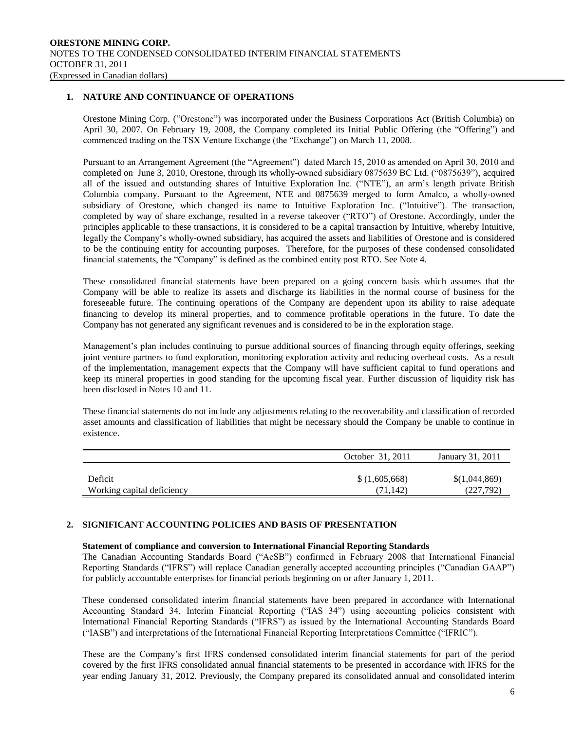## 1. NATURE AND CONTINUANCE OF OPERATIONS

Orestone Mining Corp. ("Orestone") was incorporated under the Business Corporations Act (British Columbia) on April 30, 2007. On February 19, 2008, the Company completed its Initial Public Offering (the "Offering") and commenced trading on the TSX Venture Exchange (the "Exchange") on March 11, 2008.

Pursuant to an Arrangement Agreement (the "Agreement") dated March 15, 2010 as amended on April 30, 2010 and completed on June 3, 2010, Orestone, through its wholly-owned subsidiary 0875639 BC Ltd. ("0875639"), acquired all of the issued and outstanding shares of Intuitive Exploration Inc. ("NTE"), an arm's length private British Columbia company. Pursuant to the Agreement, NTE and 0875639 merged to form Amalco, a wholly-owned subsidiary of Orestone, which changed its name to Intuitive Exploration Inc. ("Intuitive"). The transaction, completed by way of share exchange, resulted in a reverse takeover ("RTO") of Orestone. Accordingly, under the principles applicable to these transactions, it is considered to be a capital transaction by Intuitive, whereby Intuitive, legally the Company's wholly-owned subsidiary, has acquired the assets and liabilities of Orestone and is considered to be the continuing entity for accounting purposes. Therefore, for the purposes of these condensed consolidated financial statements, the "Company" is defined as the combined entity post RTO. See Note 4.

These consolidated financial statements have been prepared on a going concern basis which assumes that the Company will be able to realize its assets and discharge its liabilities in the normal course of business for the foreseeable future. The continuing operations of the Company are dependent upon its ability to raise adequate financing to develop its mineral properties, and to commence profitable operations in the future. To date the Company has not generated any significant revenues and is considered to be in the exploration stage.

Management's plan includes continuing to pursue additional sources of financing through equity offerings, seeking joint venture partners to fund exploration, monitoring exploration activity and reducing overhead costs. As a result of the implementation, management expects that the Company will have sufficient capital to fund operations and keep its mineral properties in good standing for the upcoming fiscal year. Further discussion of liquidity risk has been disclosed in Notes 10 and 11.

These financial statements do not include any adjustments relating to the recoverability and classification of recorded asset amounts and classification of liabilities that might be necessary should the Company be unable to continue in existence.

| | October 31, 2011 | January 31, 2011 |
|---|---|---|
| Deficit | $ (1,605,668) | $(1,044,869) |
| Working capital deficiency | (71,142) | (227,792) |

## 2. SIGNIFICANT ACCOUNTING POLICIES AND BASIS OF PRESENTATION

**Statement of compliance and conversion to International Financial Reporting Standards**

The Canadian Accounting Standards Board ("AcSB") confirmed in February 2008 that International Financial Reporting Standards ("IFRS") will replace Canadian generally accepted accounting principles ("Canadian GAAP") for publicly accountable enterprises for financial periods beginning on or after January 1, 2011.

These condensed consolidated interim financial statements have been prepared in accordance with International Accounting Standard 34, Interim Financial Reporting ("IAS 34") using accounting policies consistent with International Financial Reporting Standards ("IFRS") as issued by the International Accounting Standards Board ("IASB") and interpretations of the International Financial Reporting Interpretations Committee ("IFRIC").

These are the Company's first IFRS condensed consolidated interim financial statements for part of the period covered by the first IFRS consolidated annual financial statements to be presented in accordance with IFRS for the year ending January 31, 2012. Previously, the Company prepared its consolidated annual and consolidated interim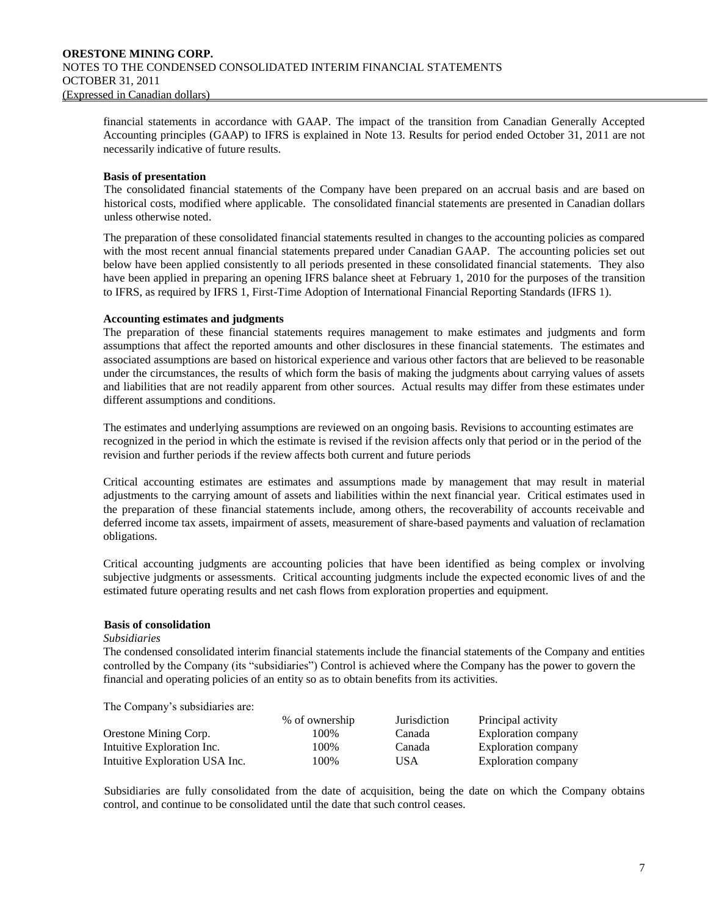financial statements in accordance with GAAP. The impact of the transition from Canadian Generally Accepted Accounting principles (GAAP) to IFRS is explained in Note 13. Results for period ended October 31, 2011 are not necessarily indicative of future results.

**Basis of presentation**

The consolidated financial statements of the Company have been prepared on an accrual basis and are based on historical costs, modified where applicable. The consolidated financial statements are presented in Canadian dollars unless otherwise noted.

The preparation of these consolidated financial statements resulted in changes to the accounting policies as compared with the most recent annual financial statements prepared under Canadian GAAP. The accounting policies set out below have been applied consistently to all periods presented in these consolidated financial statements. They also have been applied in preparing an opening IFRS balance sheet at February 1, 2010 for the purposes of the transition to IFRS, as required by IFRS 1, First-Time Adoption of International Financial Reporting Standards (IFRS 1).

**Accounting estimates and judgments**

The preparation of these financial statements requires management to make estimates and judgments and form assumptions that affect the reported amounts and other disclosures in these financial statements. The estimates and associated assumptions are based on historical experience and various other factors that are believed to be reasonable under the circumstances, the results of which form the basis of making the judgments about carrying values of assets and liabilities that are not readily apparent from other sources. Actual results may differ from these estimates under different assumptions and conditions.

The estimates and underlying assumptions are reviewed on an ongoing basis. Revisions to accounting estimates are recognized in the period in which the estimate is revised if the revision affects only that period or in the period of the revision and further periods if the review affects both current and future periods

Critical accounting estimates are estimates and assumptions made by management that may result in material adjustments to the carrying amount of assets and liabilities within the next financial year. Critical estimates used in the preparation of these financial statements include, among others, the recoverability of accounts receivable and deferred income tax assets, impairment of assets, measurement of share-based payments and valuation of reclamation obligations.

Critical accounting judgments are accounting policies that have been identified as being complex or involving subjective judgments or assessments. Critical accounting judgments include the expected economic lives of and the estimated future operating results and net cash flows from exploration properties and equipment.

**Basis of consolidation**

*Subsidiaries*

The condensed consolidated interim financial statements include the financial statements of the Company and entities controlled by the Company (its "subsidiaries") Control is achieved where the Company has the power to govern the financial and operating policies of an entity so as to obtain benefits from its activities.

The Company's subsidiaries are:

| | % of ownership | Jurisdiction | Principal activity |
|---|---|---|---|
| Orestone Mining Corp. | 100% | Canada | Exploration company |
| Intuitive Exploration Inc. | 100% | Canada | Exploration company |
| Intuitive Exploration USA Inc. | 100% | USA | Exploration company |

Subsidiaries are fully consolidated from the date of acquisition, being the date on which the Company obtains control, and continue to be consolidated until the date that such control ceases.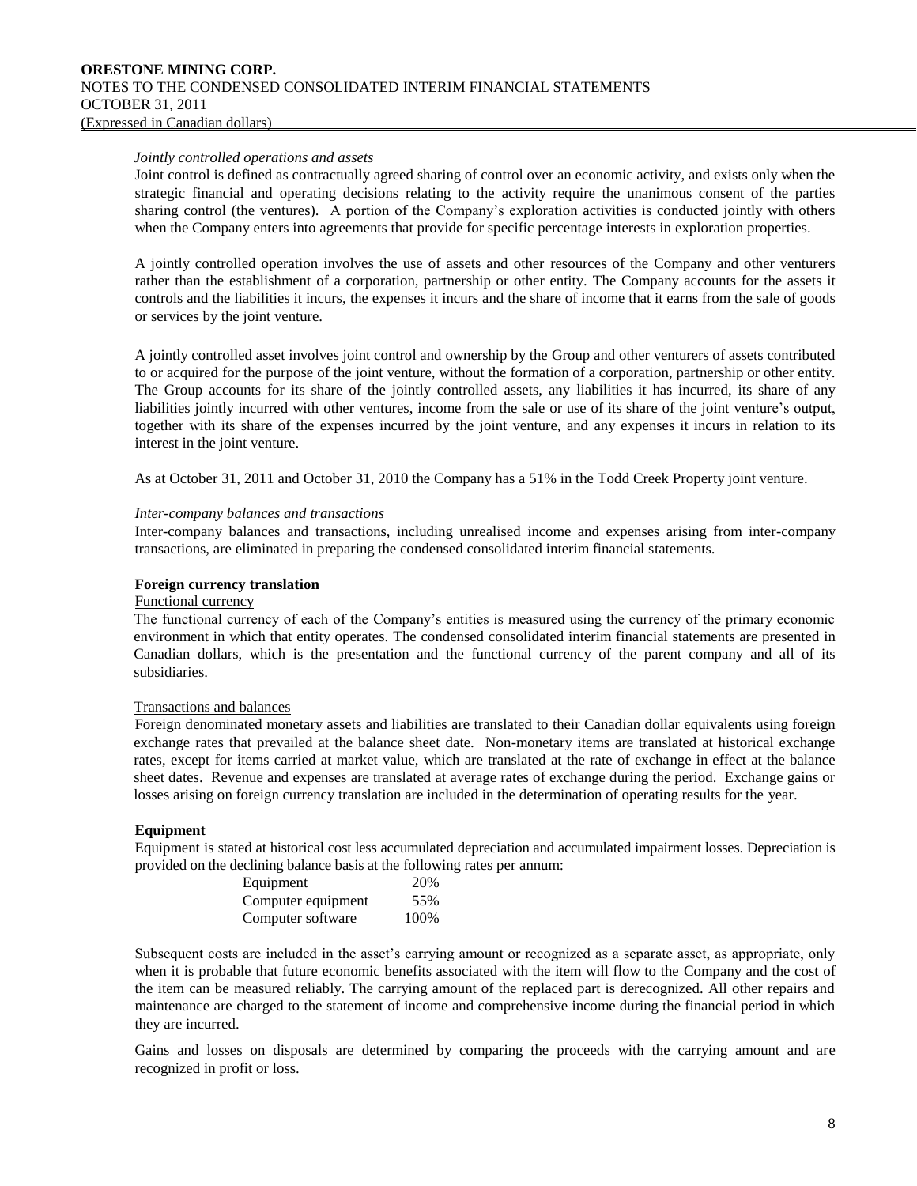*Jointly controlled operations and assets*

Joint control is defined as contractually agreed sharing of control over an economic activity, and exists only when the strategic financial and operating decisions relating to the activity require the unanimous consent of the parties sharing control (the ventures). A portion of the Company's exploration activities is conducted jointly with others when the Company enters into agreements that provide for specific percentage interests in exploration properties.

A jointly controlled operation involves the use of assets and other resources of the Company and other venturers rather than the establishment of a corporation, partnership or other entity. The Company accounts for the assets it controls and the liabilities it incurs, the expenses it incurs and the share of income that it earns from the sale of goods or services by the joint venture.

A jointly controlled asset involves joint control and ownership by the Group and other venturers of assets contributed to or acquired for the purpose of the joint venture, without the formation of a corporation, partnership or other entity. The Group accounts for its share of the jointly controlled assets, any liabilities it has incurred, its share of any liabilities jointly incurred with other ventures, income from the sale or use of its share of the joint venture's output, together with its share of the expenses incurred by the joint venture, and any expenses it incurs in relation to its interest in the joint venture.

As at October 31, 2011 and October 31, 2010 the Company has a 51% in the Todd Creek Property joint venture.

*Inter-company balances and transactions*

Inter-company balances and transactions, including unrealised income and expenses arising from inter-company transactions, are eliminated in preparing the condensed consolidated interim financial statements.

**Foreign currency translation**

Functional currency

The functional currency of each of the Company's entities is measured using the currency of the primary economic environment in which that entity operates. The condensed consolidated interim financial statements are presented in Canadian dollars, which is the presentation and the functional currency of the parent company and all of its subsidiaries.

Transactions and balances

Foreign denominated monetary assets and liabilities are translated to their Canadian dollar equivalents using foreign exchange rates that prevailed at the balance sheet date. Non-monetary items are translated at historical exchange rates, except for items carried at market value, which are translated at the rate of exchange in effect at the balance sheet dates. Revenue and expenses are translated at average rates of exchange during the period. Exchange gains or losses arising on foreign currency translation are included in the determination of operating results for the year.

**Equipment**

Equipment is stated at historical cost less accumulated depreciation and accumulated impairment losses. Depreciation is provided on the declining balance basis at the following rates per annum:

| | |
|---|---|
| Equipment | 20% |
| Computer equipment | 55% |
| Computer software | 100% |

Subsequent costs are included in the asset's carrying amount or recognized as a separate asset, as appropriate, only when it is probable that future economic benefits associated with the item will flow to the Company and the cost of the item can be measured reliably. The carrying amount of the replaced part is derecognized. All other repairs and maintenance are charged to the statement of income and comprehensive income during the financial period in which they are incurred.

Gains and losses on disposals are determined by comparing the proceeds with the carrying amount and are recognized in profit or loss.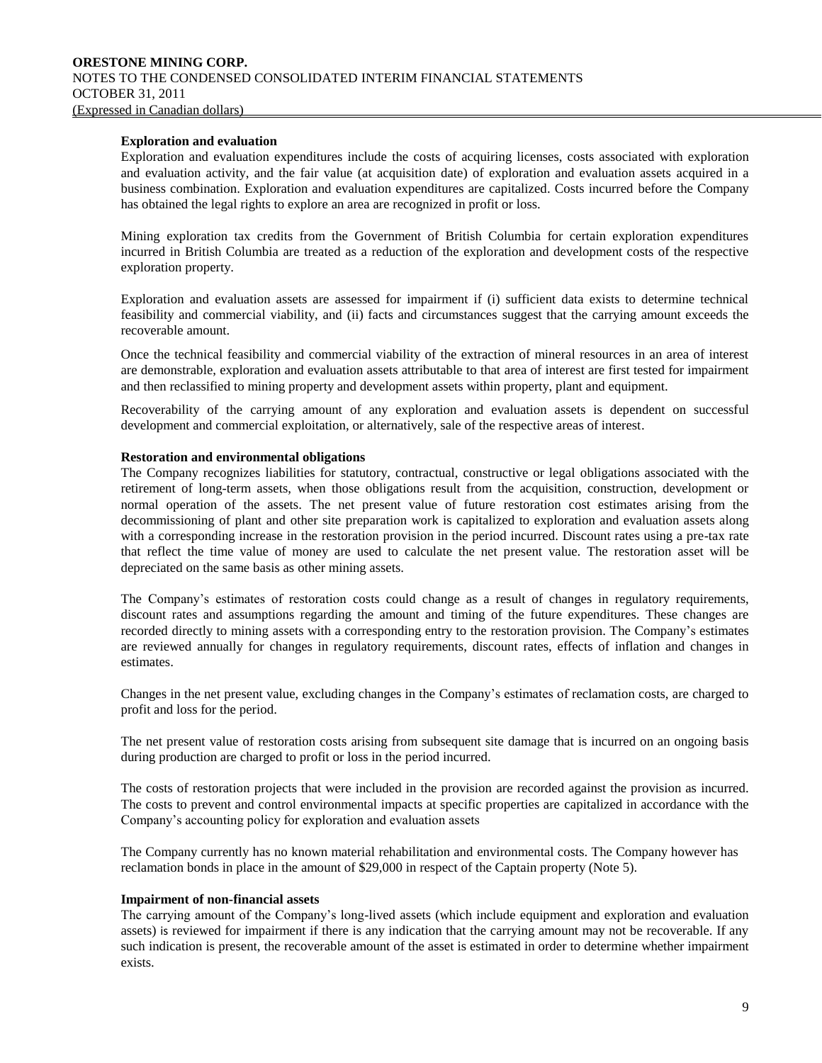**Exploration and evaluation**

Exploration and evaluation expenditures include the costs of acquiring licenses, costs associated with exploration and evaluation activity, and the fair value (at acquisition date) of exploration and evaluation assets acquired in a business combination. Exploration and evaluation expenditures are capitalized. Costs incurred before the Company has obtained the legal rights to explore an area are recognized in profit or loss.

Mining exploration tax credits from the Government of British Columbia for certain exploration expenditures incurred in British Columbia are treated as a reduction of the exploration and development costs of the respective exploration property.

Exploration and evaluation assets are assessed for impairment if (i) sufficient data exists to determine technical feasibility and commercial viability, and (ii) facts and circumstances suggest that the carrying amount exceeds the recoverable amount.

Once the technical feasibility and commercial viability of the extraction of mineral resources in an area of interest are demonstrable, exploration and evaluation assets attributable to that area of interest are first tested for impairment and then reclassified to mining property and development assets within property, plant and equipment.

Recoverability of the carrying amount of any exploration and evaluation assets is dependent on successful development and commercial exploitation, or alternatively, sale of the respective areas of interest.

**Restoration and environmental obligations**

The Company recognizes liabilities for statutory, contractual, constructive or legal obligations associated with the retirement of long-term assets, when those obligations result from the acquisition, construction, development or normal operation of the assets. The net present value of future restoration cost estimates arising from the decommissioning of plant and other site preparation work is capitalized to exploration and evaluation assets along with a corresponding increase in the restoration provision in the period incurred. Discount rates using a pre-tax rate that reflect the time value of money are used to calculate the net present value. The restoration asset will be depreciated on the same basis as other mining assets.

The Company's estimates of restoration costs could change as a result of changes in regulatory requirements, discount rates and assumptions regarding the amount and timing of the future expenditures. These changes are recorded directly to mining assets with a corresponding entry to the restoration provision. The Company's estimates are reviewed annually for changes in regulatory requirements, discount rates, effects of inflation and changes in estimates.

Changes in the net present value, excluding changes in the Company's estimates of reclamation costs, are charged to profit and loss for the period.

The net present value of restoration costs arising from subsequent site damage that is incurred on an ongoing basis during production are charged to profit or loss in the period incurred.

The costs of restoration projects that were included in the provision are recorded against the provision as incurred. The costs to prevent and control environmental impacts at specific properties are capitalized in accordance with the Company's accounting policy for exploration and evaluation assets

The Company currently has no known material rehabilitation and environmental costs. The Company however has reclamation bonds in place in the amount of $29,000 in respect of the Captain property (Note 5).

**Impairment of non-financial assets**

The carrying amount of the Company's long-lived assets (which include equipment and exploration and evaluation assets) is reviewed for impairment if there is any indication that the carrying amount may not be recoverable. If any such indication is present, the recoverable amount of the asset is estimated in order to determine whether impairment exists.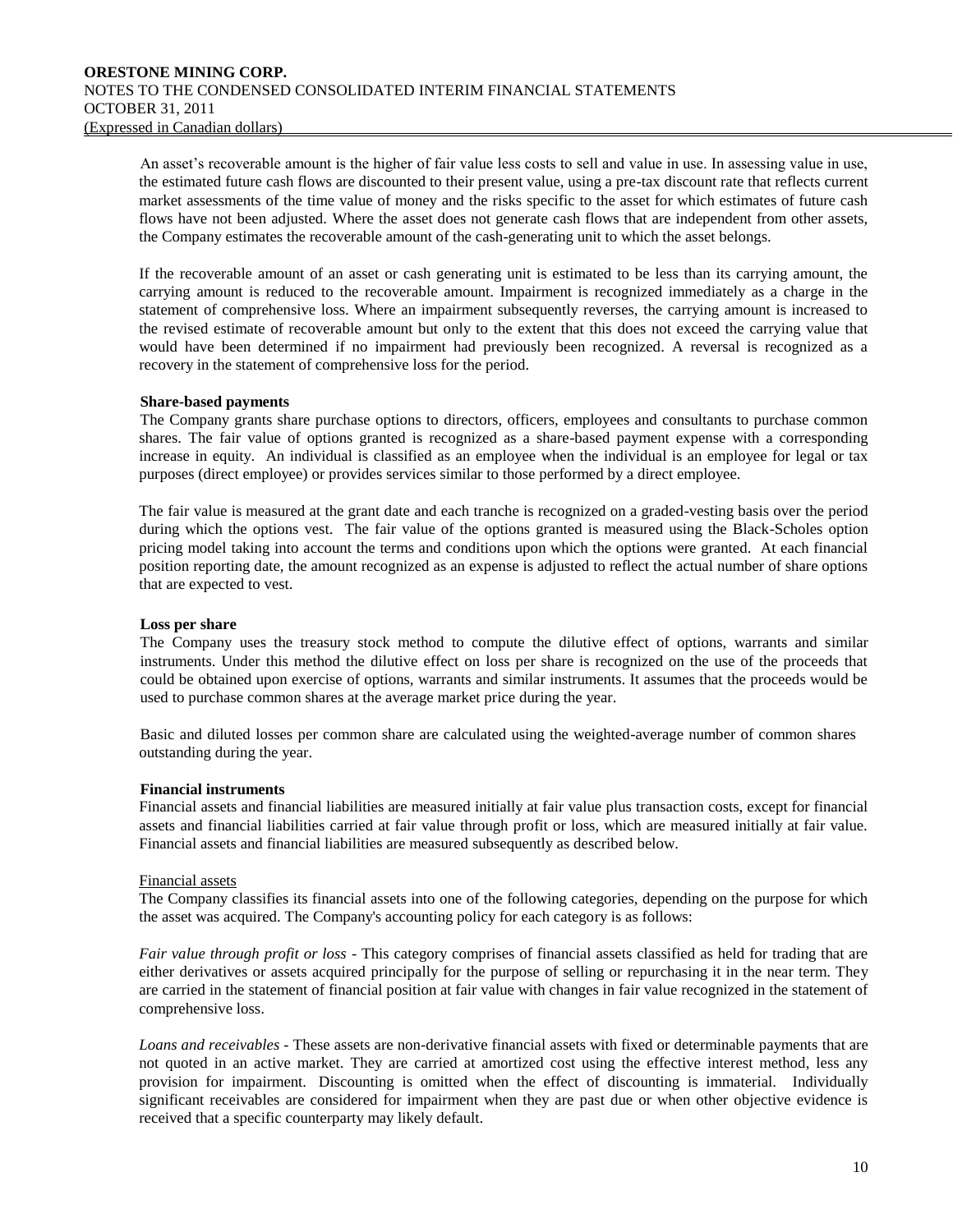An asset's recoverable amount is the higher of fair value less costs to sell and value in use. In assessing value in use, the estimated future cash flows are discounted to their present value, using a pre-tax discount rate that reflects current market assessments of the time value of money and the risks specific to the asset for which estimates of future cash flows have not been adjusted. Where the asset does not generate cash flows that are independent from other assets, the Company estimates the recoverable amount of the cash-generating unit to which the asset belongs.

If the recoverable amount of an asset or cash generating unit is estimated to be less than its carrying amount, the carrying amount is reduced to the recoverable amount. Impairment is recognized immediately as a charge in the statement of comprehensive loss. Where an impairment subsequently reverses, the carrying amount is increased to the revised estimate of recoverable amount but only to the extent that this does not exceed the carrying value that would have been determined if no impairment had previously been recognized. A reversal is recognized as a recovery in the statement of comprehensive loss for the period.

**Share-based payments**

The Company grants share purchase options to directors, officers, employees and consultants to purchase common shares. The fair value of options granted is recognized as a share-based payment expense with a corresponding increase in equity. An individual is classified as an employee when the individual is an employee for legal or tax purposes (direct employee) or provides services similar to those performed by a direct employee.

The fair value is measured at the grant date and each tranche is recognized on a graded-vesting basis over the period during which the options vest. The fair value of the options granted is measured using the Black-Scholes option pricing model taking into account the terms and conditions upon which the options were granted. At each financial position reporting date, the amount recognized as an expense is adjusted to reflect the actual number of share options that are expected to vest.

**Loss per share**

The Company uses the treasury stock method to compute the dilutive effect of options, warrants and similar instruments. Under this method the dilutive effect on loss per share is recognized on the use of the proceeds that could be obtained upon exercise of options, warrants and similar instruments. It assumes that the proceeds would be used to purchase common shares at the average market price during the year.

Basic and diluted losses per common share are calculated using the weighted-average number of common shares outstanding during the year.

**Financial instruments**

Financial assets and financial liabilities are measured initially at fair value plus transaction costs, except for financial assets and financial liabilities carried at fair value through profit or loss, which are measured initially at fair value. Financial assets and financial liabilities are measured subsequently as described below.

Financial assets

The Company classifies its financial assets into one of the following categories, depending on the purpose for which the asset was acquired. The Company's accounting policy for each category is as follows:

*Fair value through profit or loss* - This category comprises of financial assets classified as held for trading that are either derivatives or assets acquired principally for the purpose of selling or repurchasing it in the near term. They are carried in the statement of financial position at fair value with changes in fair value recognized in the statement of comprehensive loss.

*Loans and receivables* - These assets are non-derivative financial assets with fixed or determinable payments that are not quoted in an active market. They are carried at amortized cost using the effective interest method, less any provision for impairment. Discounting is omitted when the effect of discounting is immaterial. Individually significant receivables are considered for impairment when they are past due or when other objective evidence is received that a specific counterparty may likely default.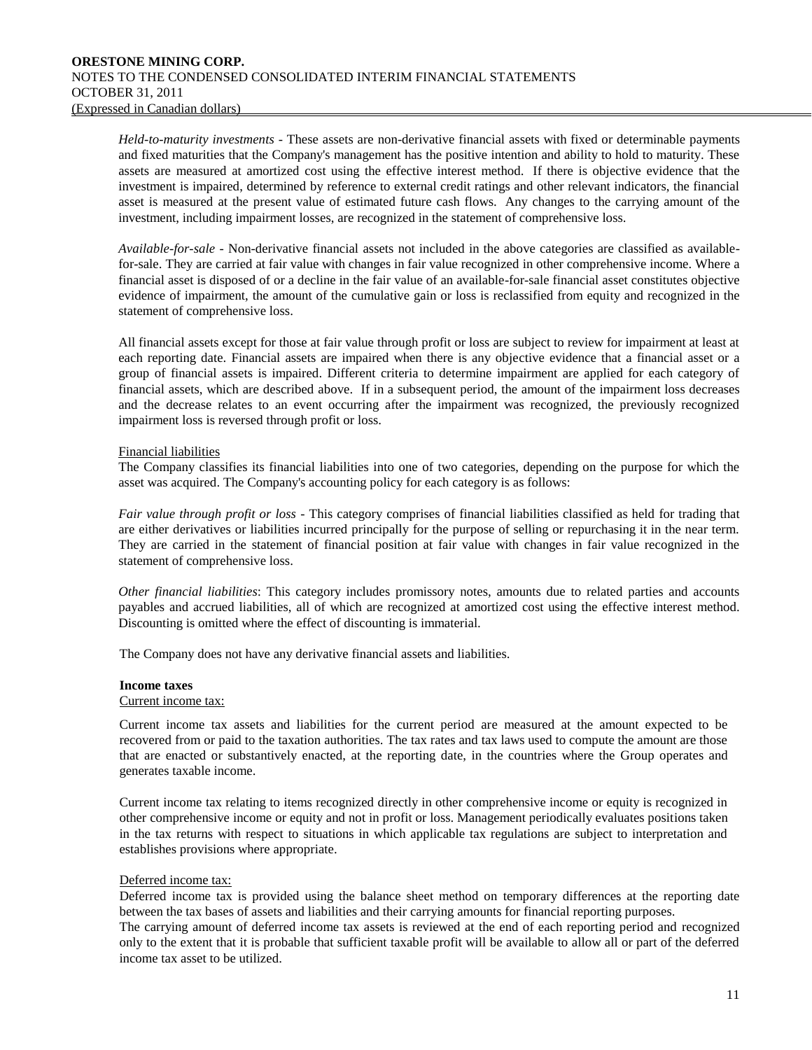*Held-to-maturity investments* - These assets are non-derivative financial assets with fixed or determinable payments and fixed maturities that the Company's management has the positive intention and ability to hold to maturity. These assets are measured at amortized cost using the effective interest method. If there is objective evidence that the investment is impaired, determined by reference to external credit ratings and other relevant indicators, the financial asset is measured at the present value of estimated future cash flows. Any changes to the carrying amount of the investment, including impairment losses, are recognized in the statement of comprehensive loss.

*Available-for-sale* - Non-derivative financial assets not included in the above categories are classified as available-for-sale. They are carried at fair value with changes in fair value recognized in other comprehensive income. Where a financial asset is disposed of or a decline in the fair value of an available-for-sale financial asset constitutes objective evidence of impairment, the amount of the cumulative gain or loss is reclassified from equity and recognized in the statement of comprehensive loss.

All financial assets except for those at fair value through profit or loss are subject to review for impairment at least at each reporting date. Financial assets are impaired when there is any objective evidence that a financial asset or a group of financial assets is impaired. Different criteria to determine impairment are applied for each category of financial assets, which are described above. If in a subsequent period, the amount of the impairment loss decreases and the decrease relates to an event occurring after the impairment was recognized, the previously recognized impairment loss is reversed through profit or loss.

Financial liabilities

The Company classifies its financial liabilities into one of two categories, depending on the purpose for which the asset was acquired. The Company's accounting policy for each category is as follows:

*Fair value through profit or loss* - This category comprises of financial liabilities classified as held for trading that are either derivatives or liabilities incurred principally for the purpose of selling or repurchasing it in the near term. They are carried in the statement of financial position at fair value with changes in fair value recognized in the statement of comprehensive loss.

*Other financial liabilities*: This category includes promissory notes, amounts due to related parties and accounts payables and accrued liabilities, all of which are recognized at amortized cost using the effective interest method. Discounting is omitted where the effect of discounting is immaterial.

The Company does not have any derivative financial assets and liabilities.

**Income taxes**

Current income tax:

Current income tax assets and liabilities for the current period are measured at the amount expected to be recovered from or paid to the taxation authorities. The tax rates and tax laws used to compute the amount are those that are enacted or substantively enacted, at the reporting date, in the countries where the Group operates and generates taxable income.

Current income tax relating to items recognized directly in other comprehensive income or equity is recognized in other comprehensive income or equity and not in profit or loss. Management periodically evaluates positions taken in the tax returns with respect to situations in which applicable tax regulations are subject to interpretation and establishes provisions where appropriate.

Deferred income tax:

Deferred income tax is provided using the balance sheet method on temporary differences at the reporting date between the tax bases of assets and liabilities and their carrying amounts for financial reporting purposes.

The carrying amount of deferred income tax assets is reviewed at the end of each reporting period and recognized only to the extent that it is probable that sufficient taxable profit will be available to allow all or part of the deferred income tax asset to be utilized.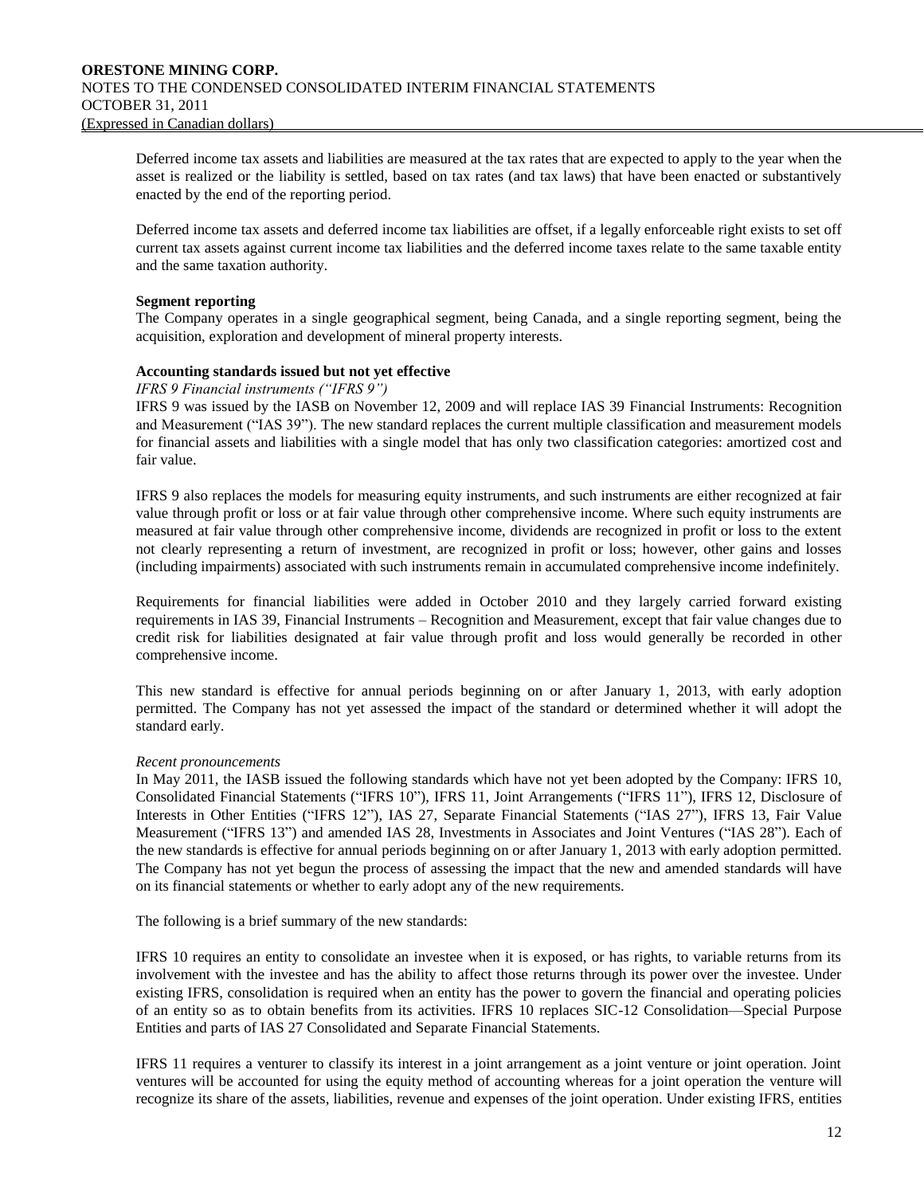Deferred income tax assets and liabilities are measured at the tax rates that are expected to apply to the year when the asset is realized or the liability is settled, based on tax rates (and tax laws) that have been enacted or substantively enacted by the end of the reporting period.

Deferred income tax assets and deferred income tax liabilities are offset, if a legally enforceable right exists to set off current tax assets against current income tax liabilities and the deferred income taxes relate to the same taxable entity and the same taxation authority.

**Segment reporting**

The Company operates in a single geographical segment, being Canada, and a single reporting segment, being the acquisition, exploration and development of mineral property interests.

**Accounting standards issued but not yet effective**

*IFRS 9 Financial instruments ("IFRS 9")*

IFRS 9 was issued by the IASB on November 12, 2009 and will replace IAS 39 Financial Instruments: Recognition and Measurement ("IAS 39"). The new standard replaces the current multiple classification and measurement models for financial assets and liabilities with a single model that has only two classification categories: amortized cost and fair value.

IFRS 9 also replaces the models for measuring equity instruments, and such instruments are either recognized at fair value through profit or loss or at fair value through other comprehensive income. Where such equity instruments are measured at fair value through other comprehensive income, dividends are recognized in profit or loss to the extent not clearly representing a return of investment, are recognized in profit or loss; however, other gains and losses (including impairments) associated with such instruments remain in accumulated comprehensive income indefinitely.

Requirements for financial liabilities were added in October 2010 and they largely carried forward existing requirements in IAS 39, Financial Instruments – Recognition and Measurement, except that fair value changes due to credit risk for liabilities designated at fair value through profit and loss would generally be recorded in other comprehensive income.

This new standard is effective for annual periods beginning on or after January 1, 2013, with early adoption permitted. The Company has not yet assessed the impact of the standard or determined whether it will adopt the standard early.

*Recent pronouncements*

In May 2011, the IASB issued the following standards which have not yet been adopted by the Company: IFRS 10, Consolidated Financial Statements ("IFRS 10"), IFRS 11, Joint Arrangements ("IFRS 11"), IFRS 12, Disclosure of Interests in Other Entities ("IFRS 12"), IAS 27, Separate Financial Statements ("IAS 27"), IFRS 13, Fair Value Measurement ("IFRS 13") and amended IAS 28, Investments in Associates and Joint Ventures ("IAS 28"). Each of the new standards is effective for annual periods beginning on or after January 1, 2013 with early adoption permitted. The Company has not yet begun the process of assessing the impact that the new and amended standards will have on its financial statements or whether to early adopt any of the new requirements.

The following is a brief summary of the new standards:

IFRS 10 requires an entity to consolidate an investee when it is exposed, or has rights, to variable returns from its involvement with the investee and has the ability to affect those returns through its power over the investee. Under existing IFRS, consolidation is required when an entity has the power to govern the financial and operating policies of an entity so as to obtain benefits from its activities. IFRS 10 replaces SIC-12 Consolidation—Special Purpose Entities and parts of IAS 27 Consolidated and Separate Financial Statements.

IFRS 11 requires a venturer to classify its interest in a joint arrangement as a joint venture or joint operation. Joint ventures will be accounted for using the equity method of accounting whereas for a joint operation the venture will recognize its share of the assets, liabilities, revenue and expenses of the joint operation. Under existing IFRS, entities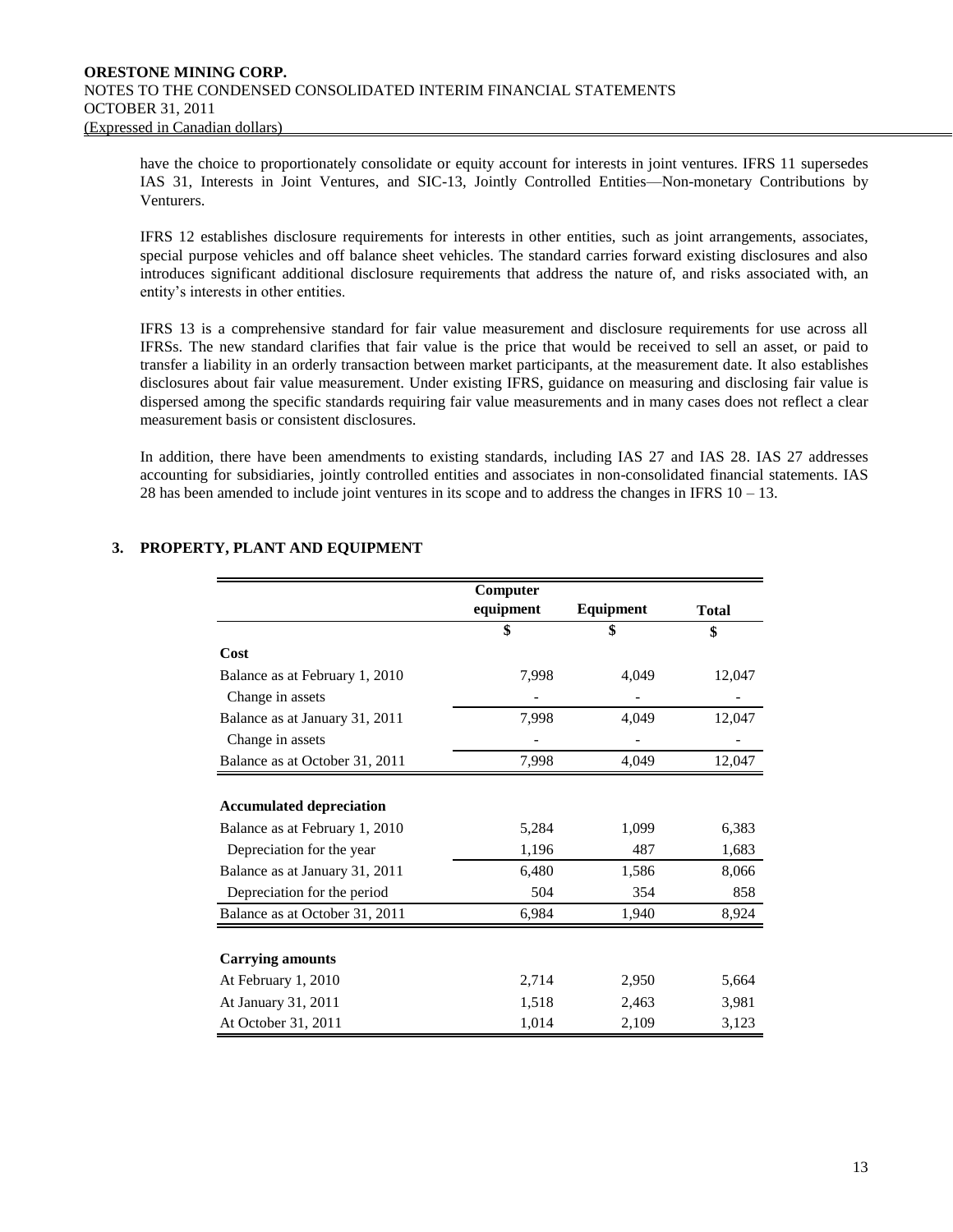have the choice to proportionately consolidate or equity account for interests in joint ventures. IFRS 11 supersedes IAS 31, Interests in Joint Ventures, and SIC-13, Jointly Controlled Entities—Non-monetary Contributions by Venturers.

IFRS 12 establishes disclosure requirements for interests in other entities, such as joint arrangements, associates, special purpose vehicles and off balance sheet vehicles. The standard carries forward existing disclosures and also introduces significant additional disclosure requirements that address the nature of, and risks associated with, an entity's interests in other entities.

IFRS 13 is a comprehensive standard for fair value measurement and disclosure requirements for use across all IFRSs. The new standard clarifies that fair value is the price that would be received to sell an asset, or paid to transfer a liability in an orderly transaction between market participants, at the measurement date. It also establishes disclosures about fair value measurement. Under existing IFRS, guidance on measuring and disclosing fair value is dispersed among the specific standards requiring fair value measurements and in many cases does not reflect a clear measurement basis or consistent disclosures.

In addition, there have been amendments to existing standards, including IAS 27 and IAS 28. IAS 27 addresses accounting for subsidiaries, jointly controlled entities and associates in non-consolidated financial statements. IAS 28 has been amended to include joint ventures in its scope and to address the changes in IFRS 10 – 13.

## 3. PROPERTY, PLANT AND EQUIPMENT

| | Computer equipment | Equipment | Total |
|---|---|---|---|
| | $ | $ | $ |
| **Cost** | | | |
| Balance as at February 1, 2010 | 7,998 | 4,049 | 12,047 |
| Change in assets | - | - | - |
| Balance as at January 31, 2011 | 7,998 | 4,049 | 12,047 |
| Change in assets | - | - | - |
| Balance as at October 31, 2011 | 7,998 | 4,049 | 12,047 |
| **Accumulated depreciation** | | | |
| Balance as at February 1, 2010 | 5,284 | 1,099 | 6,383 |
| Depreciation for the year | 1,196 | 487 | 1,683 |
| Balance as at January 31, 2011 | 6,480 | 1,586 | 8,066 |
| Depreciation for the period | 504 | 354 | 858 |
| Balance as at October 31, 2011 | 6,984 | 1,940 | 8,924 |
| **Carrying amounts** | | | |
| At February 1, 2010 | 2,714 | 2,950 | 5,664 |
| At January 31, 2011 | 1,518 | 2,463 | 3,981 |
| At October 31, 2011 | 1,014 | 2,109 | 3,123 |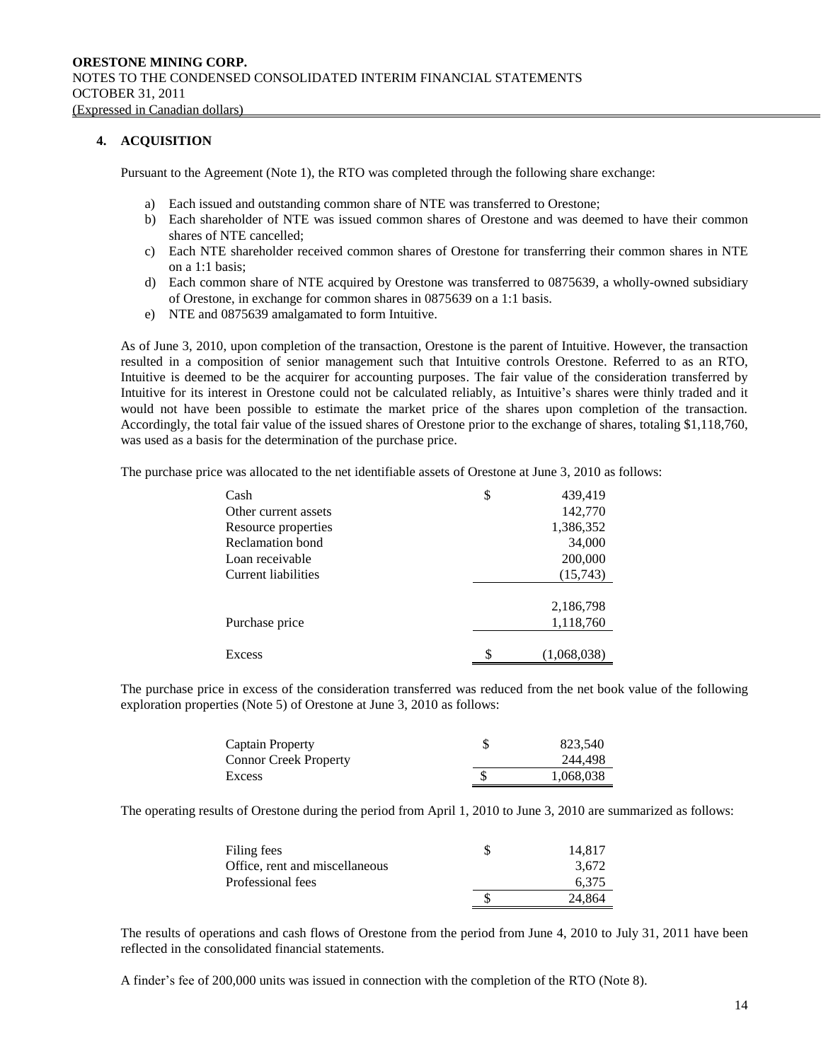## 4. ACQUISITION

Pursuant to the Agreement (Note 1), the RTO was completed through the following share exchange:

a) Each issued and outstanding common share of NTE was transferred to Orestone;
b) Each shareholder of NTE was issued common shares of Orestone and was deemed to have their common shares of NTE cancelled;
c) Each NTE shareholder received common shares of Orestone for transferring their common shares in NTE on a 1:1 basis;
d) Each common share of NTE acquired by Orestone was transferred to 0875639, a wholly-owned subsidiary of Orestone, in exchange for common shares in 0875639 on a 1:1 basis.
e) NTE and 0875639 amalgamated to form Intuitive.

As of June 3, 2010, upon completion of the transaction, Orestone is the parent of Intuitive. However, the transaction resulted in a composition of senior management such that Intuitive controls Orestone. Referred to as an RTO, Intuitive is deemed to be the acquirer for accounting purposes. The fair value of the consideration transferred by Intuitive for its interest in Orestone could not be calculated reliably, as Intuitive's shares were thinly traded and it would not have been possible to estimate the market price of the shares upon completion of the transaction. Accordingly, the total fair value of the issued shares of Orestone prior to the exchange of shares, totaling $1,118,760, was used as a basis for the determination of the purchase price.

The purchase price was allocated to the net identifiable assets of Orestone at June 3, 2010 as follows:

| | | |
|---|---|---|
| Cash | $ | 439,419 |
| Other current assets | | 142,770 |
| Resource properties | | 1,386,352 |
| Reclamation bond | | 34,000 |
| Loan receivable | | 200,000 |
| Current liabilities | | (15,743) |
| | | 2,186,798 |
| Purchase price | | 1,118,760 |
| Excess | $ | (1,068,038) |

The purchase price in excess of the consideration transferred was reduced from the net book value of the following exploration properties (Note 5) of Orestone at June 3, 2010 as follows:

| | | |
|---|---|---|
| Captain Property | $ | 823,540 |
| Connor Creek Property | | 244,498 |
| Excess | $ | 1,068,038 |

The operating results of Orestone during the period from April 1, 2010 to June 3, 2010 are summarized as follows:

| | | |
|---|---|---|
| Filing fees | $ | 14,817 |
| Office, rent and miscellaneous | | 3,672 |
| Professional fees | | 6,375 |
| | $ | 24,864 |

The results of operations and cash flows of Orestone from the period from June 4, 2010 to July 31, 2011 have been reflected in the consolidated financial statements.

A finder's fee of 200,000 units was issued in connection with the completion of the RTO (Note 8).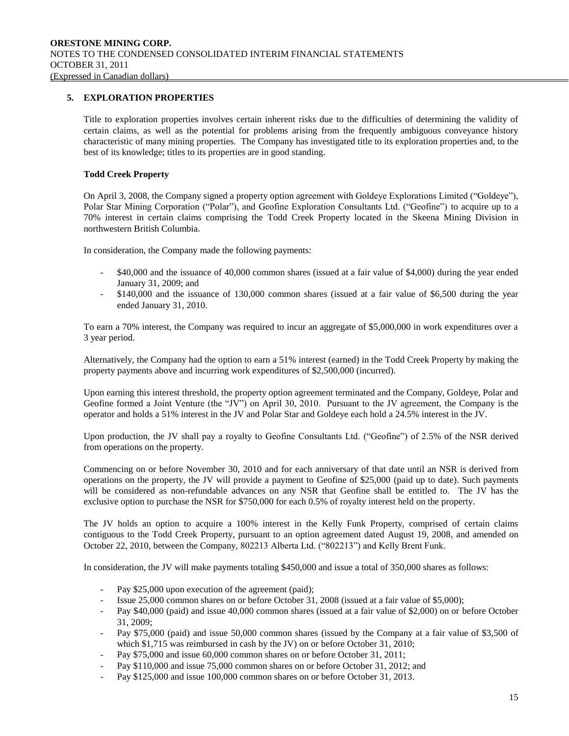## 5. EXPLORATION PROPERTIES

Title to exploration properties involves certain inherent risks due to the difficulties of determining the validity of certain claims, as well as the potential for problems arising from the frequently ambiguous conveyance history characteristic of many mining properties. The Company has investigated title to its exploration properties and, to the best of its knowledge; titles to its properties are in good standing.

### Todd Creek Property

On April 3, 2008, the Company signed a property option agreement with Goldeye Explorations Limited ("Goldeye"), Polar Star Mining Corporation ("Polar"), and Geofine Exploration Consultants Ltd. ("Geofine") to acquire up to a 70% interest in certain claims comprising the Todd Creek Property located in the Skeena Mining Division in northwestern British Columbia.

In consideration, the Company made the following payments:

- $40,000 and the issuance of 40,000 common shares (issued at a fair value of $4,000) during the year ended January 31, 2009; and
- $140,000 and the issuance of 130,000 common shares (issued at a fair value of $6,500 during the year ended January 31, 2010.

To earn a 70% interest, the Company was required to incur an aggregate of $5,000,000 in work expenditures over a 3 year period.

Alternatively, the Company had the option to earn a 51% interest (earned) in the Todd Creek Property by making the property payments above and incurring work expenditures of $2,500,000 (incurred).

Upon earning this interest threshold, the property option agreement terminated and the Company, Goldeye, Polar and Geofine formed a Joint Venture (the "JV") on April 30, 2010. Pursuant to the JV agreement, the Company is the operator and holds a 51% interest in the JV and Polar Star and Goldeye each hold a 24.5% interest in the JV.

Upon production, the JV shall pay a royalty to Geofine Consultants Ltd. ("Geofine") of 2.5% of the NSR derived from operations on the property.

Commencing on or before November 30, 2010 and for each anniversary of that date until an NSR is derived from operations on the property, the JV will provide a payment to Geofine of $25,000 (paid up to date). Such payments will be considered as non-refundable advances on any NSR that Geofine shall be entitled to. The JV has the exclusive option to purchase the NSR for $750,000 for each 0.5% of royalty interest held on the property.

The JV holds an option to acquire a 100% interest in the Kelly Funk Property, comprised of certain claims contiguous to the Todd Creek Property, pursuant to an option agreement dated August 19, 2008, and amended on October 22, 2010, between the Company, 802213 Alberta Ltd. ("802213") and Kelly Brent Funk.

In consideration, the JV will make payments totaling $450,000 and issue a total of 350,000 shares as follows:

- Pay $25,000 upon execution of the agreement (paid);
- Issue 25,000 common shares on or before October 31, 2008 (issued at a fair value of $5,000);
- Pay $40,000 (paid) and issue 40,000 common shares (issued at a fair value of $2,000) on or before October 31, 2009;
- Pay $75,000 (paid) and issue 50,000 common shares (issued by the Company at a fair value of $3,500 of which $1,715 was reimbursed in cash by the JV) on or before October 31, 2010;
- Pay $75,000 and issue 60,000 common shares on or before October 31, 2011;
- Pay $110,000 and issue 75,000 common shares on or before October 31, 2012; and
- Pay $125,000 and issue 100,000 common shares on or before October 31, 2013.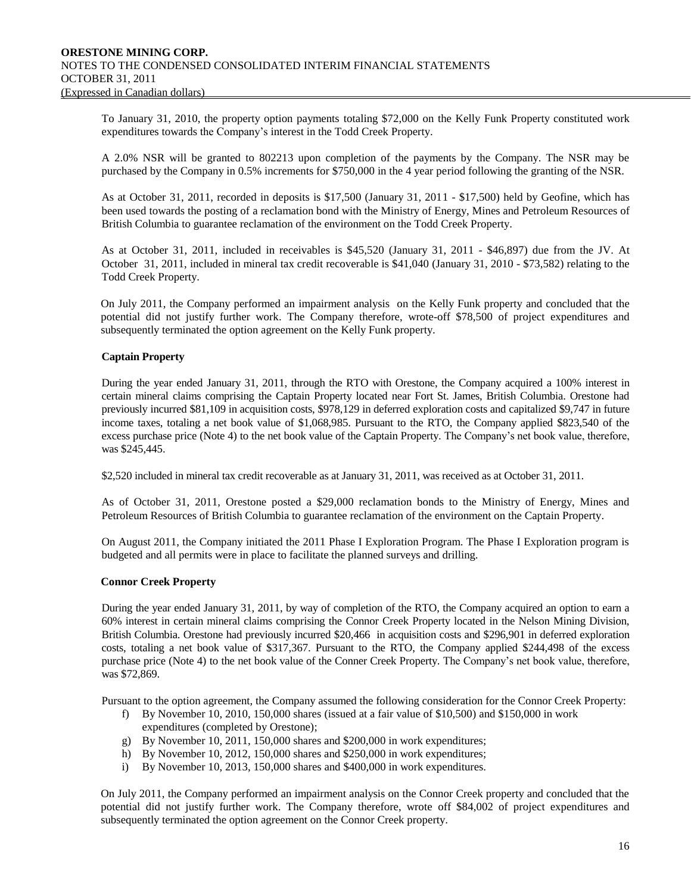To January 31, 2010, the property option payments totaling $72,000 on the Kelly Funk Property constituted work expenditures towards the Company's interest in the Todd Creek Property.

A 2.0% NSR will be granted to 802213 upon completion of the payments by the Company. The NSR may be purchased by the Company in 0.5% increments for $750,000 in the 4 year period following the granting of the NSR.

As at October 31, 2011, recorded in deposits is $17,500 (January 31, 2011 - $17,500) held by Geofine, which has been used towards the posting of a reclamation bond with the Ministry of Energy, Mines and Petroleum Resources of British Columbia to guarantee reclamation of the environment on the Todd Creek Property.

As at October 31, 2011, included in receivables is $45,520 (January 31, 2011 - $46,897) due from the JV. At October 31, 2011, included in mineral tax credit recoverable is $41,040 (January 31, 2010 - $73,582) relating to the Todd Creek Property.

On July 2011, the Company performed an impairment analysis on the Kelly Funk property and concluded that the potential did not justify further work. The Company therefore, wrote-off $78,500 of project expenditures and subsequently terminated the option agreement on the Kelly Funk property.

**Captain Property**

During the year ended January 31, 2011, through the RTO with Orestone, the Company acquired a 100% interest in certain mineral claims comprising the Captain Property located near Fort St. James, British Columbia. Orestone had previously incurred $81,109 in acquisition costs, $978,129 in deferred exploration costs and capitalized $9,747 in future income taxes, totaling a net book value of $1,068,985. Pursuant to the RTO, the Company applied $823,540 of the excess purchase price (Note 4) to the net book value of the Captain Property. The Company's net book value, therefore, was $245,445.

$2,520 included in mineral tax credit recoverable as at January 31, 2011, was received as at October 31, 2011.

As of October 31, 2011, Orestone posted a $29,000 reclamation bonds to the Ministry of Energy, Mines and Petroleum Resources of British Columbia to guarantee reclamation of the environment on the Captain Property.

On August 2011, the Company initiated the 2011 Phase I Exploration Program. The Phase I Exploration program is budgeted and all permits were in place to facilitate the planned surveys and drilling.

**Connor Creek Property**

During the year ended January 31, 2011, by way of completion of the RTO, the Company acquired an option to earn a 60% interest in certain mineral claims comprising the Connor Creek Property located in the Nelson Mining Division, British Columbia. Orestone had previously incurred $20,466 in acquisition costs and $296,901 in deferred exploration costs, totaling a net book value of $317,367. Pursuant to the RTO, the Company applied $244,498 of the excess purchase price (Note 4) to the net book value of the Conner Creek Property. The Company's net book value, therefore, was $72,869.

Pursuant to the option agreement, the Company assumed the following consideration for the Connor Creek Property:

f) By November 10, 2010, 150,000 shares (issued at a fair value of $10,500) and $150,000 in work expenditures (completed by Orestone);
g) By November 10, 2011, 150,000 shares and $200,000 in work expenditures;
h) By November 10, 2012, 150,000 shares and $250,000 in work expenditures;
i) By November 10, 2013, 150,000 shares and $400,000 in work expenditures.

On July 2011, the Company performed an impairment analysis on the Connor Creek property and concluded that the potential did not justify further work. The Company therefore, wrote off $84,002 of project expenditures and subsequently terminated the option agreement on the Connor Creek property.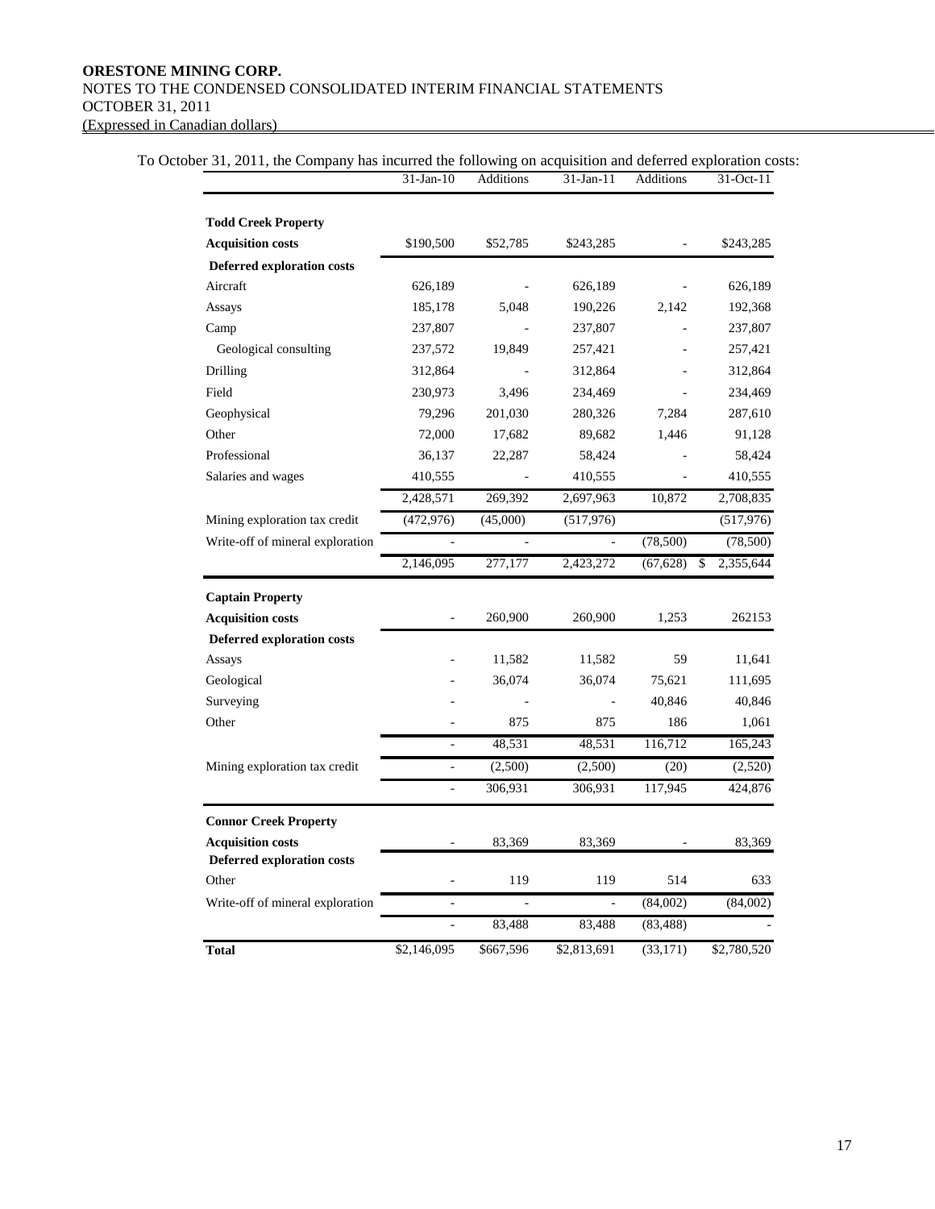To October 31, 2011, the Company has incurred the following on acquisition and deferred exploration costs:

| | 31-Jan-10 | Additions | 31-Jan-11 | Additions | 31-Oct-11 |
|---|---|---|---|---|---|
| **Todd Creek Property** | | | | | |
| **Acquisition costs** | $190,500 | $52,785 | $243,285 | - | $243,285 |
| **Deferred exploration costs** | | | | | |
| Aircraft | 626,189 | - | 626,189 | - | 626,189 |
| Assays | 185,178 | 5,048 | 190,226 | 2,142 | 192,368 |
| Camp | 237,807 | - | 237,807 | - | 237,807 |
| Geological consulting | 237,572 | 19,849 | 257,421 | - | 257,421 |
| Drilling | 312,864 | - | 312,864 | - | 312,864 |
| Field | 230,973 | 3,496 | 234,469 | - | 234,469 |
| Geophysical | 79,296 | 201,030 | 280,326 | 7,284 | 287,610 |
| Other | 72,000 | 17,682 | 89,682 | 1,446 | 91,128 |
| Professional | 36,137 | 22,287 | 58,424 | - | 58,424 |
| Salaries and wages | 410,555 | - | 410,555 | - | 410,555 |
| | 2,428,571 | 269,392 | 2,697,963 | 10,872 | 2,708,835 |
| Mining exploration tax credit | (472,976) | (45,000) | (517,976) | | (517,976) |
| Write-off of mineral exploration | - | - | - | (78,500) | (78,500) |
| | 2,146,095 | 277,177 | 2,423,272 | (67,628) | $ 2,355,644 |
| **Captain Property** | | | | | |
| **Acquisition costs** | - | 260,900 | 260,900 | 1,253 | 262153 |
| **Deferred exploration costs** | | | | | |
| Assays | - | 11,582 | 11,582 | 59 | 11,641 |
| Geological | - | 36,074 | 36,074 | 75,621 | 111,695 |
| Surveying | - | - | - | 40,846 | 40,846 |
| Other | - | 875 | 875 | 186 | 1,061 |
| | - | 48,531 | 48,531 | 116,712 | 165,243 |
| Mining exploration tax credit | - | (2,500) | (2,500) | (20) | (2,520) |
| | - | 306,931 | 306,931 | 117,945 | 424,876 |
| **Connor Creek Property** | | | | | |
| **Acquisition costs** | - | 83,369 | 83,369 | - | 83,369 |
| **Deferred exploration costs** | | | | | |
| Other | - | 119 | 119 | 514 | 633 |
| Write-off of mineral exploration | - | - | - | (84,002) | (84,002) |
| | - | 83,488 | 83,488 | (83,488) | - |
| **Total** | $2,146,095 | $667,596 | $2,813,691 | (33,171) | $2,780,520 |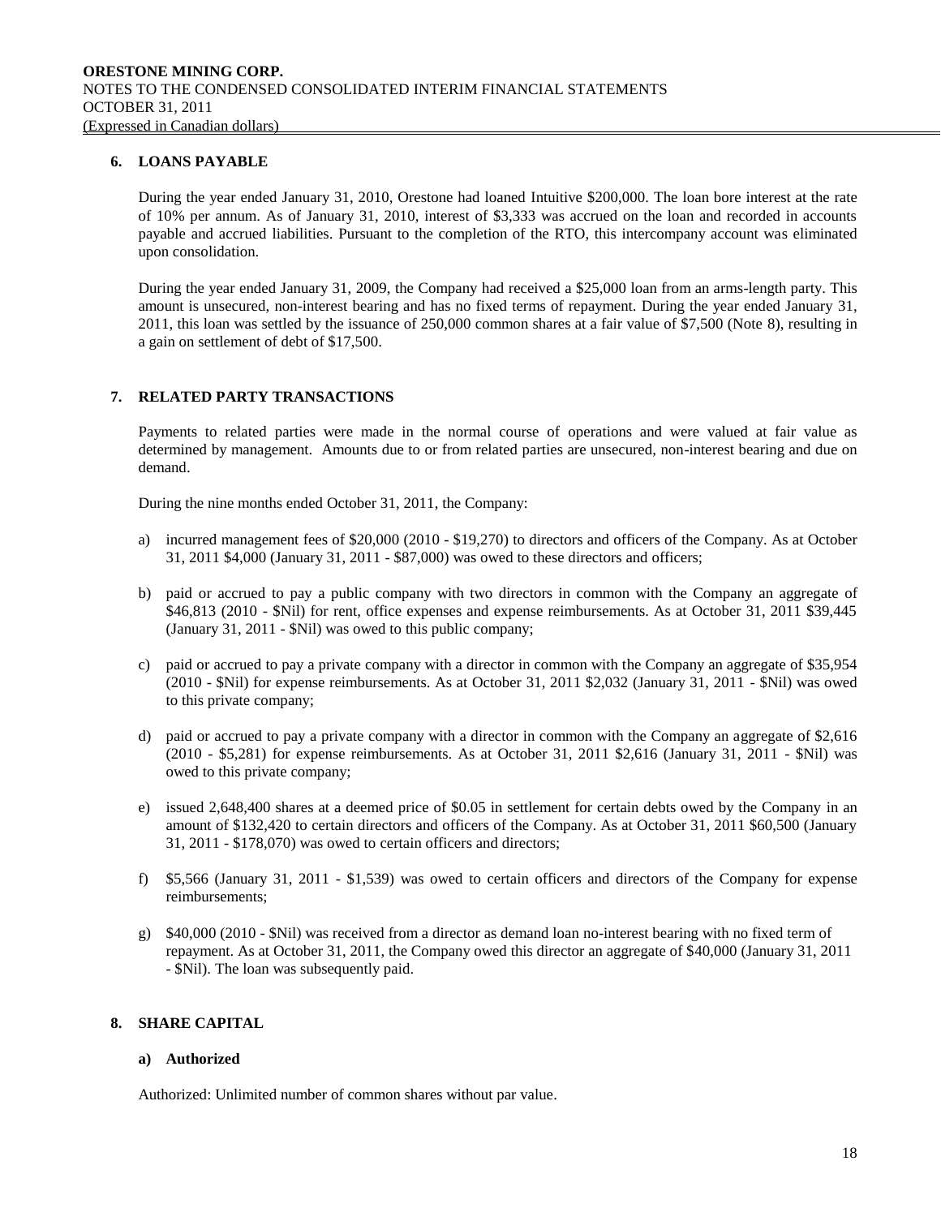## 6. LOANS PAYABLE

During the year ended January 31, 2010, Orestone had loaned Intuitive $200,000. The loan bore interest at the rate of 10% per annum. As of January 31, 2010, interest of $3,333 was accrued on the loan and recorded in accounts payable and accrued liabilities. Pursuant to the completion of the RTO, this intercompany account was eliminated upon consolidation.

During the year ended January 31, 2009, the Company had received a $25,000 loan from an arms-length party. This amount is unsecured, non-interest bearing and has no fixed terms of repayment. During the year ended January 31, 2011, this loan was settled by the issuance of 250,000 common shares at a fair value of $7,500 (Note 8), resulting in a gain on settlement of debt of $17,500.

## 7. RELATED PARTY TRANSACTIONS

Payments to related parties were made in the normal course of operations and were valued at fair value as determined by management. Amounts due to or from related parties are unsecured, non-interest bearing and due on demand.

During the nine months ended October 31, 2011, the Company:

a) incurred management fees of $20,000 (2010 - $19,270) to directors and officers of the Company. As at October 31, 2011 $4,000 (January 31, 2011 - $87,000) was owed to these directors and officers;

b) paid or accrued to pay a public company with two directors in common with the Company an aggregate of $46,813 (2010 - $Nil) for rent, office expenses and expense reimbursements. As at October 31, 2011 $39,445 (January 31, 2011 - $Nil) was owed to this public company;

c) paid or accrued to pay a private company with a director in common with the Company an aggregate of $35,954 (2010 - $Nil) for expense reimbursements. As at October 31, 2011 $2,032 (January 31, 2011 - $Nil) was owed to this private company;

d) paid or accrued to pay a private company with a director in common with the Company an aggregate of $2,616 (2010 - $5,281) for expense reimbursements. As at October 31, 2011 $2,616 (January 31, 2011 - $Nil) was owed to this private company;

e) issued 2,648,400 shares at a deemed price of $0.05 in settlement for certain debts owed by the Company in an amount of $132,420 to certain directors and officers of the Company. As at October 31, 2011 $60,500 (January 31, 2011 - $178,070) was owed to certain officers and directors;

f) $5,566 (January 31, 2011 - $1,539) was owed to certain officers and directors of the Company for expense reimbursements;

g) $40,000 (2010 - $Nil) was received from a director as demand loan no-interest bearing with no fixed term of repayment. As at October 31, 2011, the Company owed this director an aggregate of $40,000 (January 31, 2011 - $Nil). The loan was subsequently paid.

## 8. SHARE CAPITAL

### a) Authorized

Authorized: Unlimited number of common shares without par value.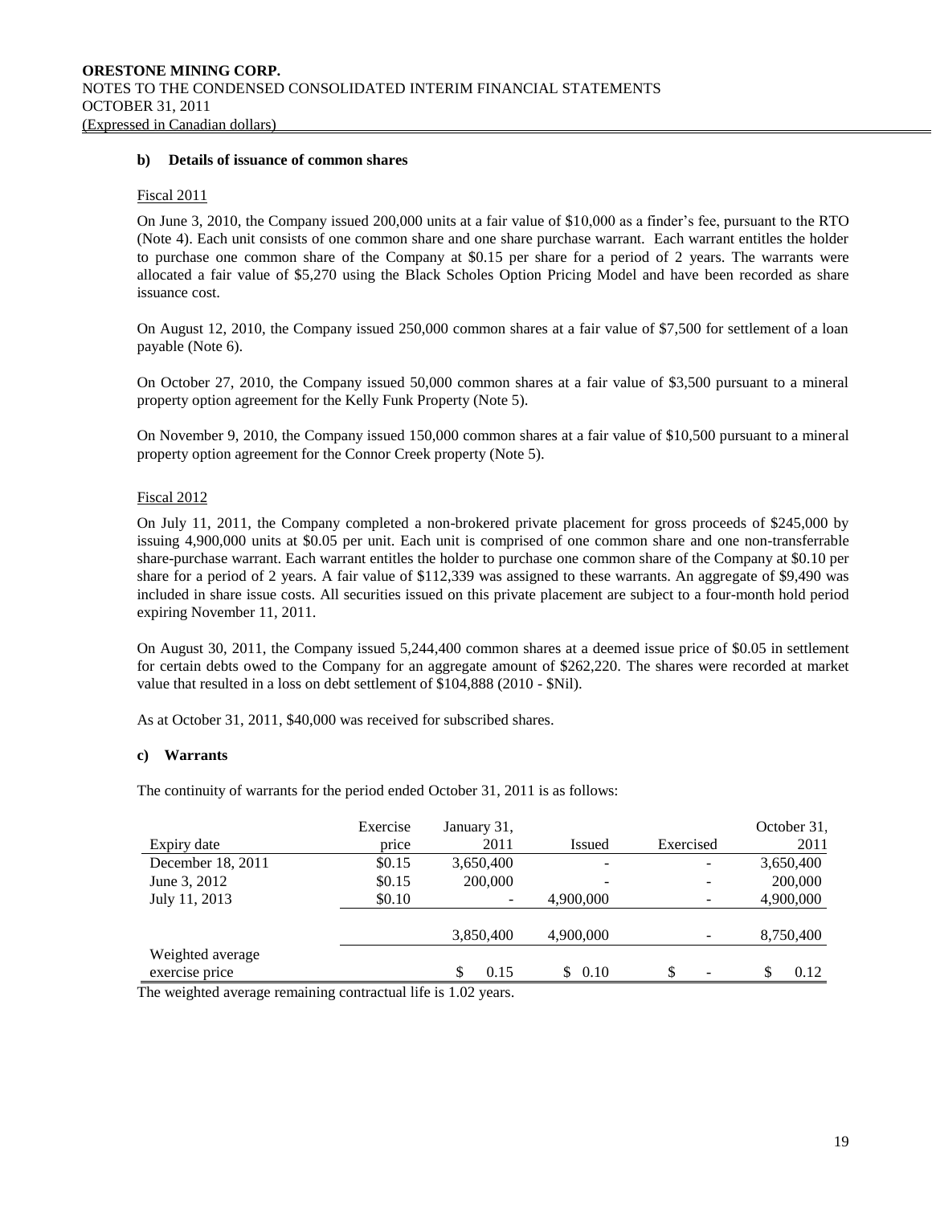**b) Details of issuance of common shares**

Fiscal 2011

On June 3, 2010, the Company issued 200,000 units at a fair value of $10,000 as a finder's fee, pursuant to the RTO (Note 4). Each unit consists of one common share and one share purchase warrant. Each warrant entitles the holder to purchase one common share of the Company at $0.15 per share for a period of 2 years. The warrants were allocated a fair value of $5,270 using the Black Scholes Option Pricing Model and have been recorded as share issuance cost.

On August 12, 2010, the Company issued 250,000 common shares at a fair value of $7,500 for settlement of a loan payable (Note 6).

On October 27, 2010, the Company issued 50,000 common shares at a fair value of $3,500 pursuant to a mineral property option agreement for the Kelly Funk Property (Note 5).

On November 9, 2010, the Company issued 150,000 common shares at a fair value of $10,500 pursuant to a mineral property option agreement for the Connor Creek property (Note 5).

Fiscal 2012

On July 11, 2011, the Company completed a non-brokered private placement for gross proceeds of $245,000 by issuing 4,900,000 units at $0.05 per unit. Each unit is comprised of one common share and one non-transferrable share-purchase warrant. Each warrant entitles the holder to purchase one common share of the Company at $0.10 per share for a period of 2 years. A fair value of $112,339 was assigned to these warrants. An aggregate of $9,490 was included in share issue costs. All securities issued on this private placement are subject to a four-month hold period expiring November 11, 2011.

On August 30, 2011, the Company issued 5,244,400 common shares at a deemed issue price of $0.05 in settlement for certain debts owed to the Company for an aggregate amount of $262,220. The shares were recorded at market value that resulted in a loss on debt settlement of $104,888 (2010 - $Nil).

As at October 31, 2011, $40,000 was received for subscribed shares.

**c) Warrants**

The continuity of warrants for the period ended October 31, 2011 is as follows:

| Expiry date | Exercise price | January 31, 2011 | Issued | Exercised | October 31, 2011 |
|---|---|---|---|---|---|
| December 18, 2011 | $0.15 | 3,650,400 | - | - | 3,650,400 |
| June 3, 2012 | $0.15 | 200,000 | - | - | 200,000 |
| July 11, 2013 | $0.10 | - | 4,900,000 | - | 4,900,000 |
| | | 3,850,400 | 4,900,000 | - | 8,750,400 |
| Weighted average exercise price | | $ 0.15 | $ 0.10 | $ - | $ 0.12 |

The weighted average remaining contractual life is 1.02 years.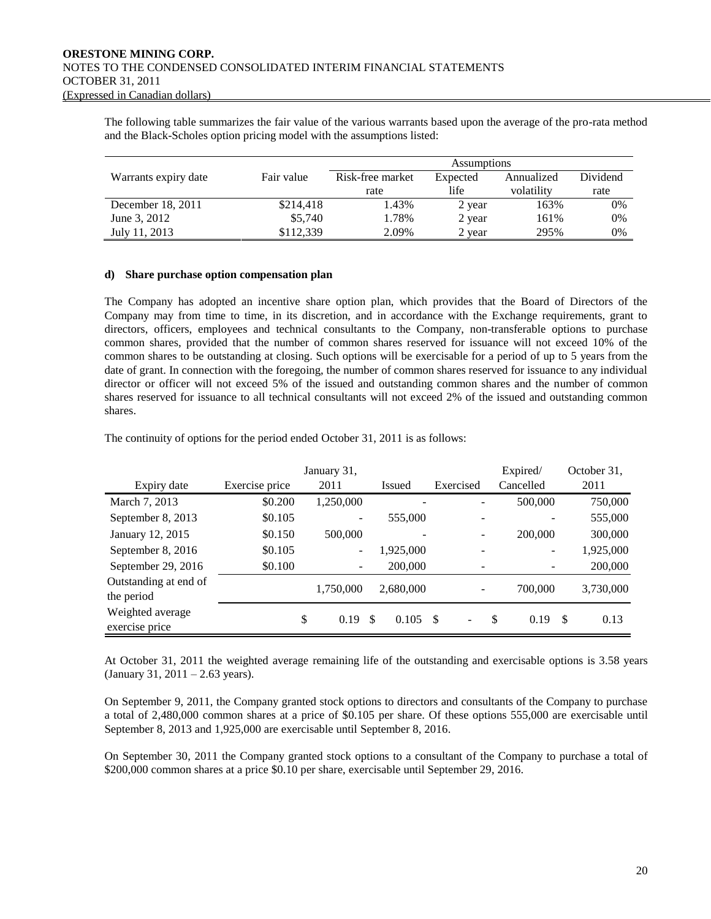The following table summarizes the fair value of the various warrants based upon the average of the pro-rata method and the Black-Scholes option pricing model with the assumptions listed:

| | | Assumptions | | | |
|---|---|---|---|---|---|
| Warrants expiry date | Fair value | Risk-free market rate | Expected life | Annualized volatility | Dividend rate |
| December 18, 2011 | $214,418 | 1.43% | 2 year | 163% | 0% |
| June 3, 2012 | $5,740 | 1.78% | 2 year | 161% | 0% |
| July 11, 2013 | $112,339 | 2.09% | 2 year | 295% | 0% |

**d) Share purchase option compensation plan**

The Company has adopted an incentive share option plan, which provides that the Board of Directors of the Company may from time to time, in its discretion, and in accordance with the Exchange requirements, grant to directors, officers, employees and technical consultants to the Company, non-transferable options to purchase common shares, provided that the number of common shares reserved for issuance will not exceed 10% of the common shares to be outstanding at closing. Such options will be exercisable for a period of up to 5 years from the date of grant. In connection with the foregoing, the number of common shares reserved for issuance to any individual director or officer will not exceed 5% of the issued and outstanding common shares and the number of common shares reserved for issuance to all technical consultants will not exceed 2% of the issued and outstanding common shares.

The continuity of options for the period ended October 31, 2011 is as follows:

| Expiry date | Exercise price | January 31, 2011 | Issued | Exercised | Expired/ Cancelled | October 31, 2011 |
|---|---|---|---|---|---|---|
| March 7, 2013 | $0.200 | 1,250,000 | - | - | 500,000 | 750,000 |
| September 8, 2013 | $0.105 | - | 555,000 | - | - | 555,000 |
| January 12, 2015 | $0.150 | 500,000 | - | - | 200,000 | 300,000 |
| September 8, 2016 | $0.105 | - | 1,925,000 | - | - | 1,925,000 |
| September 29, 2016 | $0.100 | - | 200,000 | - | - | 200,000 |
| Outstanding at end of the period | | 1,750,000 | 2,680,000 | - | 700,000 | 3,730,000 |
| Weighted average exercise price | | $ 0.19 | $ 0.105 | $ - | $ 0.19 | $ 0.13 |

At October 31, 2011 the weighted average remaining life of the outstanding and exercisable options is 3.58 years (January 31, 2011 – 2.63 years).

On September 9, 2011, the Company granted stock options to directors and consultants of the Company to purchase a total of 2,480,000 common shares at a price of $0.105 per share. Of these options 555,000 are exercisable until September 8, 2013 and 1,925,000 are exercisable until September 8, 2016.

On September 30, 2011 the Company granted stock options to a consultant of the Company to purchase a total of $200,000 common shares at a price $0.10 per share, exercisable until September 29, 2016.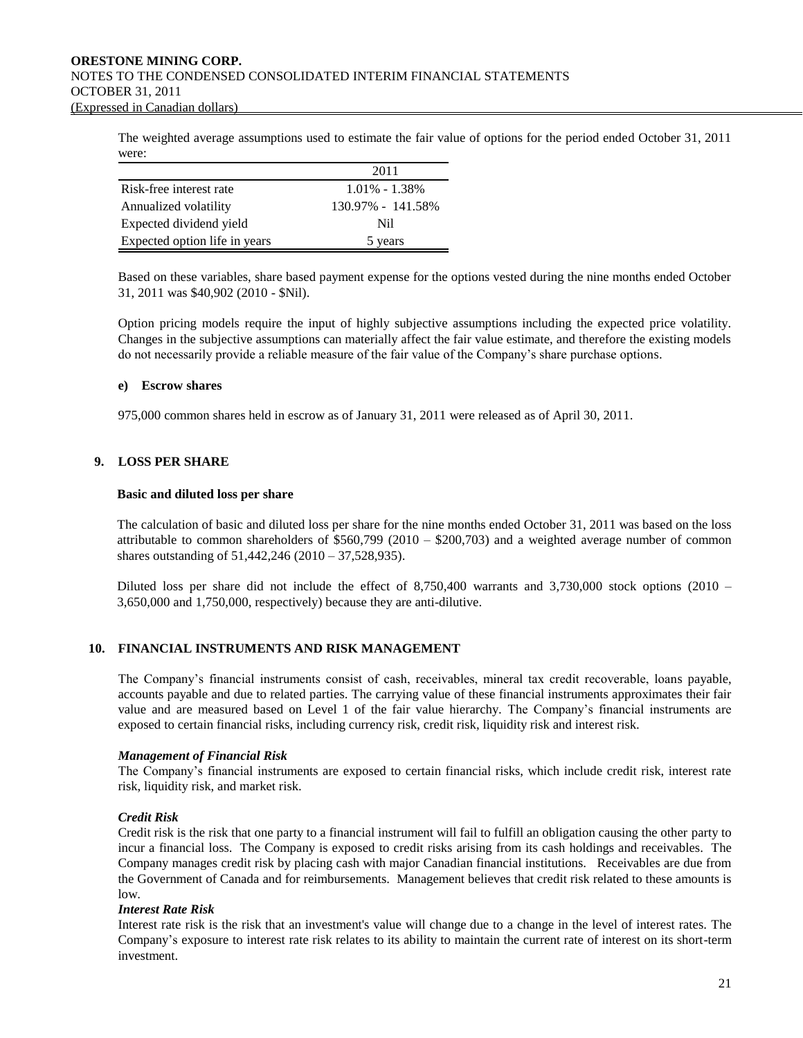The weighted average assumptions used to estimate the fair value of options for the period ended October 31, 2011 were:

| | 2011 |
|---|---|
| Risk-free interest rate | 1.01% - 1.38% |
| Annualized volatility | 130.97% - 141.58% |
| Expected dividend yield | Nil |
| Expected option life in years | 5 years |

Based on these variables, share based payment expense for the options vested during the nine months ended October 31, 2011 was $40,902 (2010 - $Nil).

Option pricing models require the input of highly subjective assumptions including the expected price volatility. Changes in the subjective assumptions can materially affect the fair value estimate, and therefore the existing models do not necessarily provide a reliable measure of the fair value of the Company's share purchase options.

**e) Escrow shares**

975,000 common shares held in escrow as of January 31, 2011 were released as of April 30, 2011.

## 9. LOSS PER SHARE

**Basic and diluted loss per share**

The calculation of basic and diluted loss per share for the nine months ended October 31, 2011 was based on the loss attributable to common shareholders of $560,799 (2010 – $200,703) and a weighted average number of common shares outstanding of 51,442,246 (2010 – 37,528,935).

Diluted loss per share did not include the effect of 8,750,400 warrants and 3,730,000 stock options (2010 – 3,650,000 and 1,750,000, respectively) because they are anti-dilutive.

## 10. FINANCIAL INSTRUMENTS AND RISK MANAGEMENT

The Company's financial instruments consist of cash, receivables, mineral tax credit recoverable, loans payable, accounts payable and due to related parties. The carrying value of these financial instruments approximates their fair value and are measured based on Level 1 of the fair value hierarchy. The Company's financial instruments are exposed to certain financial risks, including currency risk, credit risk, liquidity risk and interest risk.

***Management of Financial Risk***

The Company's financial instruments are exposed to certain financial risks, which include credit risk, interest rate risk, liquidity risk, and market risk.

***Credit Risk***

Credit risk is the risk that one party to a financial instrument will fail to fulfill an obligation causing the other party to incur a financial loss. The Company is exposed to credit risks arising from its cash holdings and receivables. The Company manages credit risk by placing cash with major Canadian financial institutions. Receivables are due from the Government of Canada and for reimbursements. Management believes that credit risk related to these amounts is low.

***Interest Rate Risk***

Interest rate risk is the risk that an investment's value will change due to a change in the level of interest rates. The Company's exposure to interest rate risk relates to its ability to maintain the current rate of interest on its short-term investment.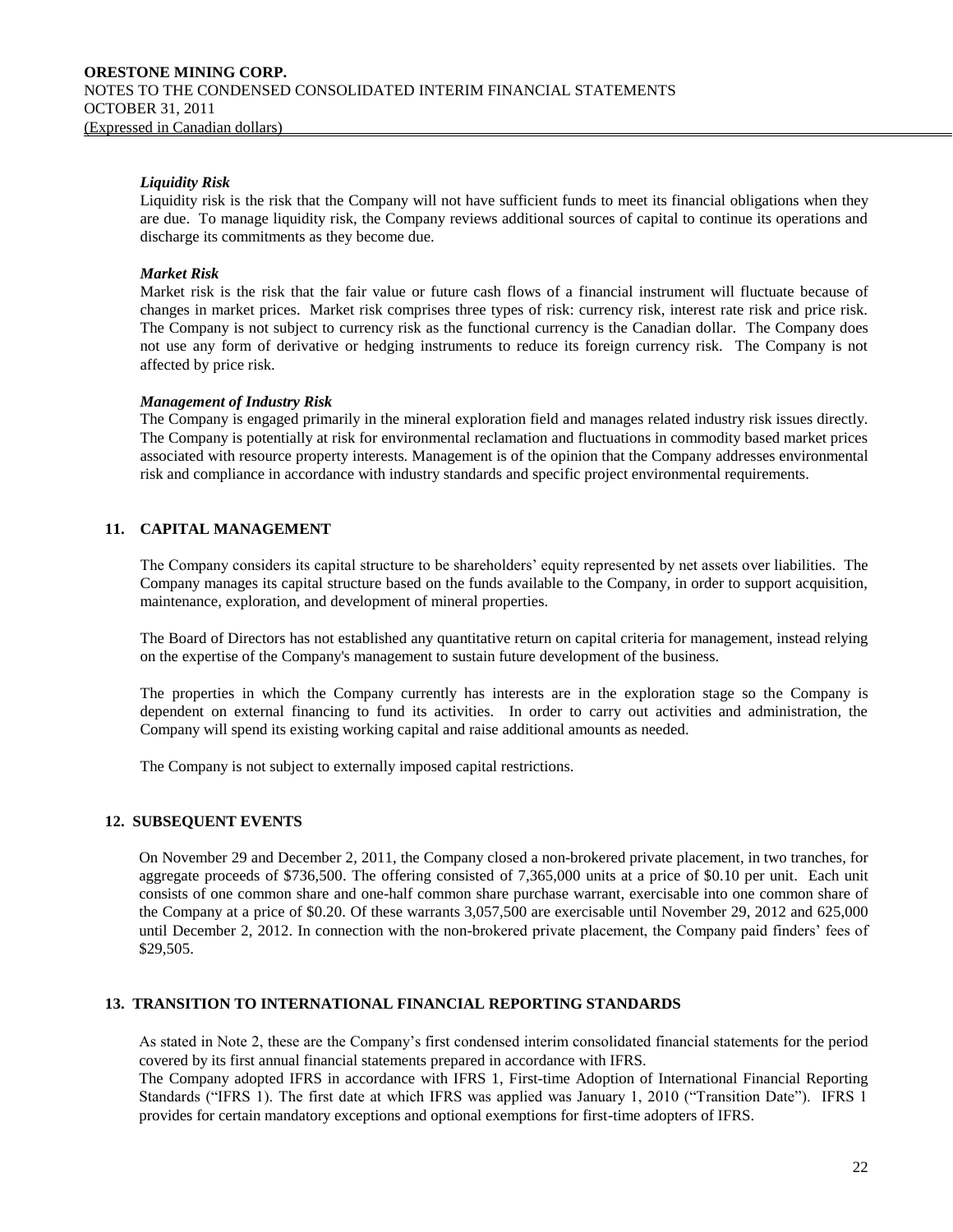### *Liquidity Risk*

Liquidity risk is the risk that the Company will not have sufficient funds to meet its financial obligations when they are due. To manage liquidity risk, the Company reviews additional sources of capital to continue its operations and discharge its commitments as they become due.

### *Market Risk*

Market risk is the risk that the fair value or future cash flows of a financial instrument will fluctuate because of changes in market prices. Market risk comprises three types of risk: currency risk, interest rate risk and price risk. The Company is not subject to currency risk as the functional currency is the Canadian dollar. The Company does not use any form of derivative or hedging instruments to reduce its foreign currency risk. The Company is not affected by price risk.

### *Management of Industry Risk*

The Company is engaged primarily in the mineral exploration field and manages related industry risk issues directly. The Company is potentially at risk for environmental reclamation and fluctuations in commodity based market prices associated with resource property interests. Management is of the opinion that the Company addresses environmental risk and compliance in accordance with industry standards and specific project environmental requirements.

## 11. CAPITAL MANAGEMENT

The Company considers its capital structure to be shareholders' equity represented by net assets over liabilities. The Company manages its capital structure based on the funds available to the Company, in order to support acquisition, maintenance, exploration, and development of mineral properties.

The Board of Directors has not established any quantitative return on capital criteria for management, instead relying on the expertise of the Company's management to sustain future development of the business.

The properties in which the Company currently has interests are in the exploration stage so the Company is dependent on external financing to fund its activities. In order to carry out activities and administration, the Company will spend its existing working capital and raise additional amounts as needed.

The Company is not subject to externally imposed capital restrictions.

## 12. SUBSEQUENT EVENTS

On November 29 and December 2, 2011, the Company closed a non-brokered private placement, in two tranches, for aggregate proceeds of $736,500. The offering consisted of 7,365,000 units at a price of $0.10 per unit. Each unit consists of one common share and one-half common share purchase warrant, exercisable into one common share of the Company at a price of $0.20. Of these warrants 3,057,500 are exercisable until November 29, 2012 and 625,000 until December 2, 2012. In connection with the non-brokered private placement, the Company paid finders' fees of $29,505.

## 13. TRANSITION TO INTERNATIONAL FINANCIAL REPORTING STANDARDS

As stated in Note 2, these are the Company's first condensed interim consolidated financial statements for the period covered by its first annual financial statements prepared in accordance with IFRS.
The Company adopted IFRS in accordance with IFRS 1, First-time Adoption of International Financial Reporting Standards ("IFRS 1). The first date at which IFRS was applied was January 1, 2010 ("Transition Date"). IFRS 1 provides for certain mandatory exceptions and optional exemptions for first-time adopters of IFRS.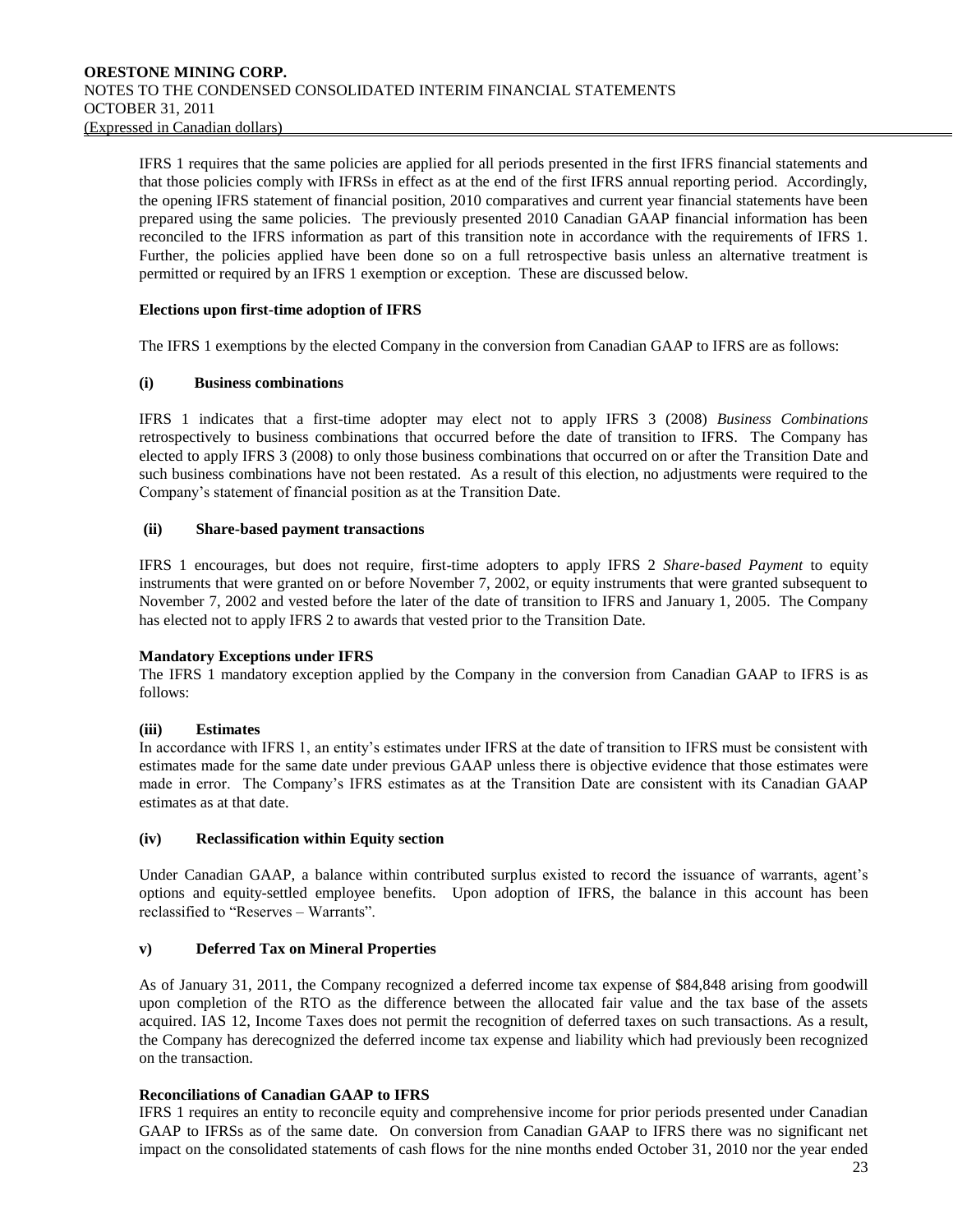IFRS 1 requires that the same policies are applied for all periods presented in the first IFRS financial statements and that those policies comply with IFRSs in effect as at the end of the first IFRS annual reporting period. Accordingly, the opening IFRS statement of financial position, 2010 comparatives and current year financial statements have been prepared using the same policies. The previously presented 2010 Canadian GAAP financial information has been reconciled to the IFRS information as part of this transition note in accordance with the requirements of IFRS 1. Further, the policies applied have been done so on a full retrospective basis unless an alternative treatment is permitted or required by an IFRS 1 exemption or exception. These are discussed below.

**Elections upon first-time adoption of IFRS**

The IFRS 1 exemptions by the elected Company in the conversion from Canadian GAAP to IFRS are as follows:

**(i) Business combinations**

IFRS 1 indicates that a first-time adopter may elect not to apply IFRS 3 (2008) *Business Combinations* retrospectively to business combinations that occurred before the date of transition to IFRS. The Company has elected to apply IFRS 3 (2008) to only those business combinations that occurred on or after the Transition Date and such business combinations have not been restated. As a result of this election, no adjustments were required to the Company's statement of financial position as at the Transition Date.

**(ii) Share-based payment transactions**

IFRS 1 encourages, but does not require, first-time adopters to apply IFRS 2 *Share-based Payment* to equity instruments that were granted on or before November 7, 2002, or equity instruments that were granted subsequent to November 7, 2002 and vested before the later of the date of transition to IFRS and January 1, 2005. The Company has elected not to apply IFRS 2 to awards that vested prior to the Transition Date.

**Mandatory Exceptions under IFRS**

The IFRS 1 mandatory exception applied by the Company in the conversion from Canadian GAAP to IFRS is as follows:

**(iii) Estimates**

In accordance with IFRS 1, an entity's estimates under IFRS at the date of transition to IFRS must be consistent with estimates made for the same date under previous GAAP unless there is objective evidence that those estimates were made in error. The Company's IFRS estimates as at the Transition Date are consistent with its Canadian GAAP estimates as at that date.

**(iv) Reclassification within Equity section**

Under Canadian GAAP, a balance within contributed surplus existed to record the issuance of warrants, agent's options and equity-settled employee benefits. Upon adoption of IFRS, the balance in this account has been reclassified to "Reserves – Warrants".

**v) Deferred Tax on Mineral Properties**

As of January 31, 2011, the Company recognized a deferred income tax expense of $84,848 arising from goodwill upon completion of the RTO as the difference between the allocated fair value and the tax base of the assets acquired. IAS 12, Income Taxes does not permit the recognition of deferred taxes on such transactions. As a result, the Company has derecognized the deferred income tax expense and liability which had previously been recognized on the transaction.

**Reconciliations of Canadian GAAP to IFRS**

IFRS 1 requires an entity to reconcile equity and comprehensive income for prior periods presented under Canadian GAAP to IFRSs as of the same date. On conversion from Canadian GAAP to IFRS there was no significant net impact on the consolidated statements of cash flows for the nine months ended October 31, 2010 nor the year ended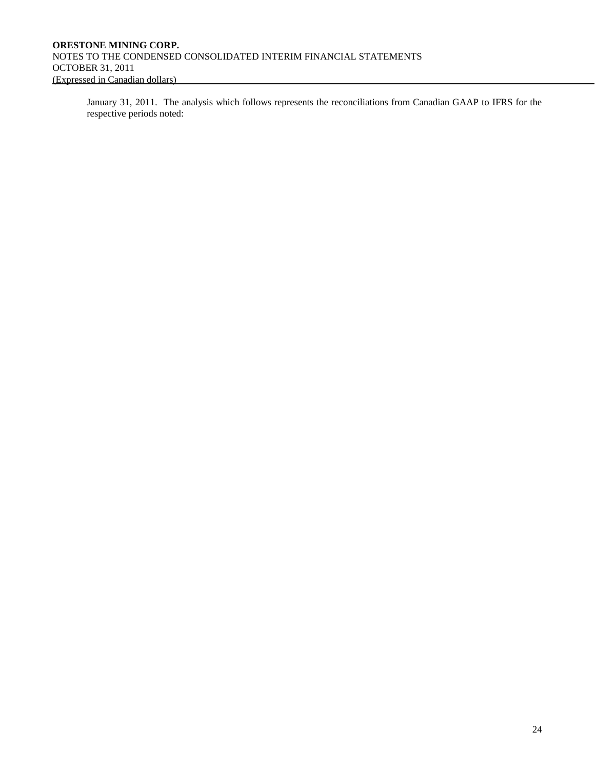January 31, 2011. The analysis which follows represents the reconciliations from Canadian GAAP to IFRS for the respective periods noted: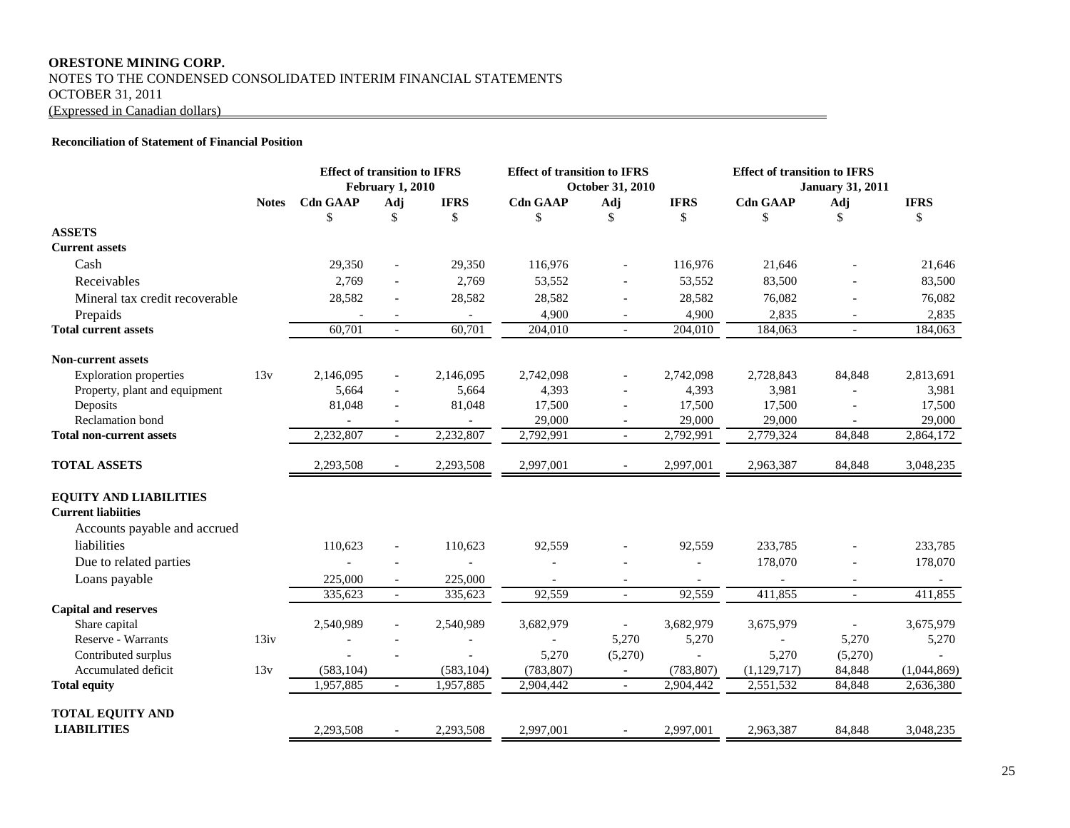**ORESTONE MINING CORP.**
NOTES TO THE CONDENSED CONSOLIDATED INTERIM FINANCIAL STATEMENTS
OCTOBER 31, 2011
(Expressed in Canadian dollars)

**Reconciliation of Statement of Financial Position**

| | | Effect of transition to IFRS February 1, 2010 | | | Effect of transition to IFRS October 31, 2010 | | | Effect of transition to IFRS January 31, 2011 | | |
|---|---|---|---|---|---|---|---|---|---|---|
| | **Notes** | **Cdn GAAP** | **Adj** | **IFRS** | **Cdn GAAP** | **Adj** | **IFRS** | **Cdn GAAP** | **Adj** | **IFRS** |
| | | $ | $ | $ | $ | $ | $ | $ | $ | $ |
| **ASSETS** | | | | | | | | | | |
| **Current assets** | | | | | | | | | | |
| Cash | | 29,350 | - | 29,350 | 116,976 | - | 116,976 | 21,646 | - | 21,646 |
| Receivables | | 2,769 | - | 2,769 | 53,552 | - | 53,552 | 83,500 | - | 83,500 |
| Mineral tax credit recoverable | | 28,582 | - | 28,582 | 28,582 | - | 28,582 | 76,082 | - | 76,082 |
| Prepaids | | - | - | - | 4,900 | - | 4,900 | 2,835 | - | 2,835 |
| **Total current assets** | | 60,701 | - | 60,701 | 204,010 | - | 204,010 | 184,063 | - | 184,063 |
| **Non-current assets** | | | | | | | | | | |
| Exploration properties | 13v | 2,146,095 | - | 2,146,095 | 2,742,098 | - | 2,742,098 | 2,728,843 | 84,848 | 2,813,691 |
| Property, plant and equipment | | 5,664 | - | 5,664 | 4,393 | - | 4,393 | 3,981 | - | 3,981 |
| Deposits | | 81,048 | - | 81,048 | 17,500 | - | 17,500 | 17,500 | - | 17,500 |
| Reclamation bond | | - | - | - | 29,000 | - | 29,000 | 29,000 | - | 29,000 |
| **Total non-current assets** | | 2,232,807 | - | 2,232,807 | 2,792,991 | - | 2,792,991 | 2,779,324 | 84,848 | 2,864,172 |
| **TOTAL ASSETS** | | 2,293,508 | - | 2,293,508 | 2,997,001 | - | 2,997,001 | 2,963,387 | 84,848 | 3,048,235 |
| **EQUITY AND LIABILITIES** | | | | | | | | | | |
| **Current liabiities** | | | | | | | | | | |
| Accounts payable and accrued liabilities | | 110,623 | - | 110,623 | 92,559 | - | 92,559 | 233,785 | - | 233,785 |
| Due to related parties | | - | - | - | - | - | - | 178,070 | - | 178,070 |
| Loans payable | | 225,000 | - | 225,000 | - | - | - | - | - | - |
| | | 335,623 | - | 335,623 | 92,559 | - | 92,559 | 411,855 | - | 411,855 |
| **Capital and reserves** | | | | | | | | | | |
| Share capital | | 2,540,989 | - | 2,540,989 | 3,682,979 | - | 3,682,979 | 3,675,979 | - | 3,675,979 |
| Reserve - Warrants | 13iv | - | - | - | - | 5,270 | 5,270 | - | 5,270 | 5,270 |
| Contributed surplus | | - | - | - | 5,270 | (5,270) | - | 5,270 | (5,270) | - |
| Accumulated deficit | 13v | (583,104) | | (583,104) | (783,807) | - | (783,807) | (1,129,717) | 84,848 | (1,044,869) |
| **Total equity** | | 1,957,885 | - | 1,957,885 | 2,904,442 | - | 2,904,442 | 2,551,532 | 84,848 | 2,636,380 |
| **TOTAL EQUITY AND LIABILITIES** | | 2,293,508 | - | 2,293,508 | 2,997,001 | - | 2,997,001 | 2,963,387 | 84,848 | 3,048,235 |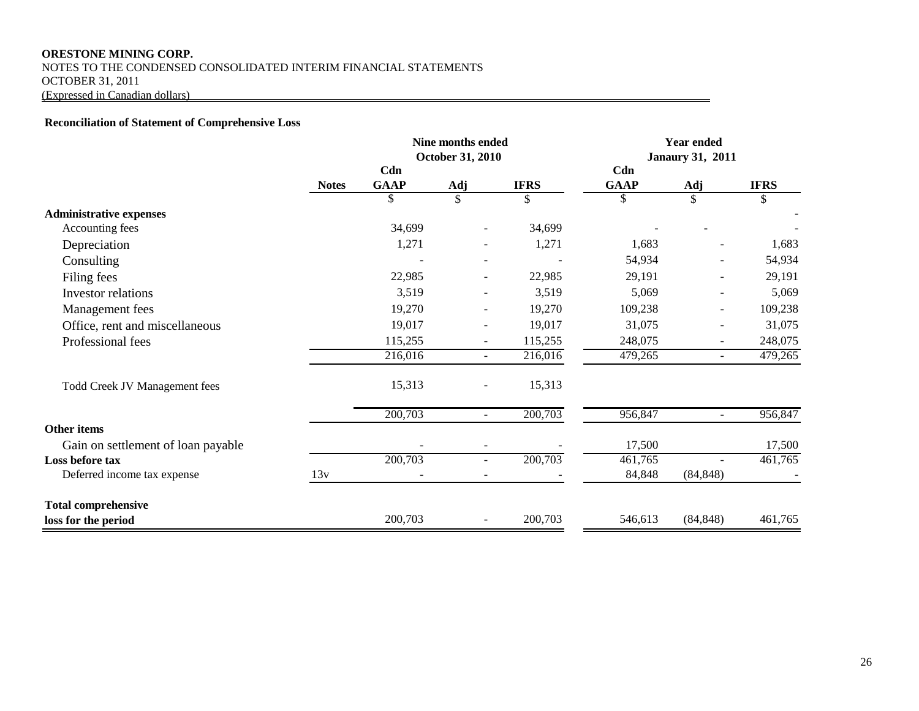**ORESTONE MINING CORP.**
NOTES TO THE CONDENSED CONSOLIDATED INTERIM FINANCIAL STATEMENTS
OCTOBER 31, 2011
(Expressed in Canadian dollars)

**Reconciliation of Statement of Comprehensive Loss**

| | | Nine months ended October 31, 2010 | | | Year ended Janaury 31, 2011 | | |
|---|---|---|---|---|---|---|---|
| | **Notes** | **Cdn GAAP** | **Adj** | **IFRS** | **Cdn GAAP** | **Adj** | **IFRS** |
| | | $ | $ | $ | $ | $ | $ |
| **Administrative expenses** | | | | | | | - |
| Accounting fees | | 34,699 | - | 34,699 | - | - | - |
| Depreciation | | 1,271 | - | 1,271 | 1,683 | - | 1,683 |
| Consulting | | - | - | - | 54,934 | - | 54,934 |
| Filing fees | | 22,985 | - | 22,985 | 29,191 | - | 29,191 |
| Investor relations | | 3,519 | - | 3,519 | 5,069 | - | 5,069 |
| Management fees | | 19,270 | - | 19,270 | 109,238 | - | 109,238 |
| Office, rent and miscellaneous | | 19,017 | - | 19,017 | 31,075 | - | 31,075 |
| Professional fees | | 115,255 | - | 115,255 | 248,075 | - | 248,075 |
| | | 216,016 | - | 216,016 | 479,265 | - | 479,265 |
| Todd Creek JV Management fees | | 15,313 | - | 15,313 | | | |
| | | 200,703 | - | 200,703 | 956,847 | - | 956,847 |
| **Other items** | | | | | | | |
| Gain on settlement of loan payable | | - | - | - | 17,500 | | 17,500 |
| **Loss before tax** | | 200,703 | - | 200,703 | 461,765 | - | 461,765 |
| Deferred income tax expense | 13v | - | - | - | 84,848 | (84,848) | - |
| **Total comprehensive loss for the period** | | 200,703 | - | 200,703 | 546,613 | (84,848) | 461,765 |